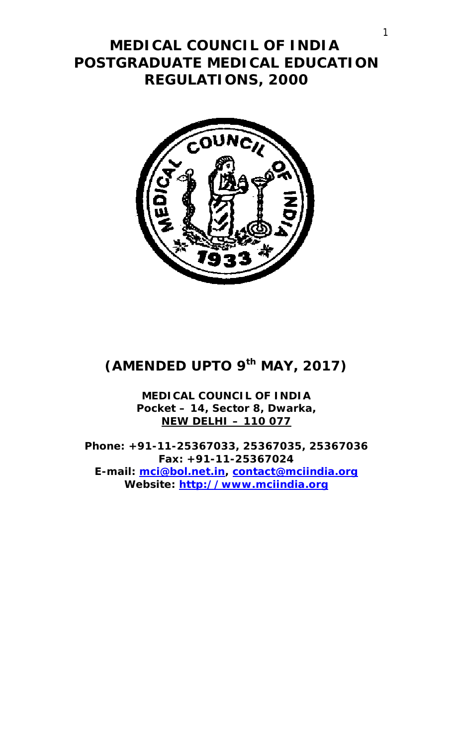# MEDICAL COUNCIL OF INDIA POSTGRADUATE MEDICAL EDUCATION REGULATIONS, 2000

## (AMENDED UPTO 9th MAY, 2017)

**MEDICAL COUNCIL OF INDIA**
**Pocket – 14, Sector 8, Dwarka,**
**NEW DELHI – 110 077**

**Phone: +91-11-25367033, 25367035, 25367036**
**Fax: +91-11-25367024**
**E-mail: mci@bol.net.in, contact@mciindia.org**
**Website: http://www.mciindia.org**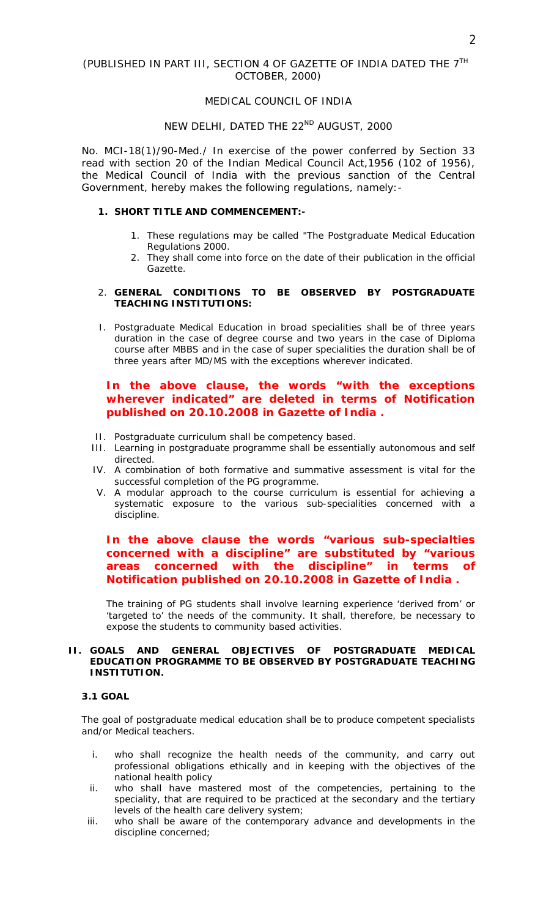(PUBLISHED IN PART III, SECTION 4 OF GAZETTE OF INDIA DATED THE 7TH OCTOBER, 2000)

MEDICAL COUNCIL OF INDIA

NEW DELHI, DATED THE 22ND AUGUST, 2000

No. MCI-18(1)/90-Med./ In exercise of the power conferred by Section 33 read with section 20 of the Indian Medical Council Act,1956 (102 of 1956), the Medical Council of India with the previous sanction of the Central Government, hereby makes the following regulations, namely:-

**1. SHORT TITLE AND COMMENCEMENT:-**

1. These regulations may be called "The Postgraduate Medical Education Regulations 2000.
2. They shall come into force on the date of their publication in the official Gazette.

**2. GENERAL CONDITIONS TO BE OBSERVED BY POSTGRADUATE TEACHING INSTITUTIONS:**

I. Postgraduate Medical Education in broad specialities shall be of three years duration in the case of degree course and two years in the case of Diploma course after MBBS and in the case of super specialities the duration shall be of three years after MD/MS with the exceptions wherever indicated.

**In the above clause, the words "with the exceptions wherever indicated" are deleted in terms of Notification published on 20.10.2008 in Gazette of India .**

II. Postgraduate curriculum shall be competency based.
III. Learning in postgraduate programme shall be essentially autonomous and self directed.
IV. A combination of both formative and summative assessment is vital for the successful completion of the PG programme.
V. A modular approach to the course curriculum is essential for achieving a systematic exposure to the various sub-specialities concerned with a discipline.

**In the above clause the words "various sub-specialties concerned with a discipline" are substituted by "various areas concerned with the discipline" in terms of Notification published on 20.10.2008 in Gazette of India .**

The training of PG students shall involve learning experience 'derived from' or 'targeted to' the needs of the community. It shall, therefore, be necessary to expose the students to community based activities.

**II. GOALS AND GENERAL OBJECTIVES OF POSTGRADUATE MEDICAL EDUCATION PROGRAMME TO BE OBSERVED BY POSTGRADUATE TEACHING INSTITUTION.**

**3.1 GOAL**

The goal of postgraduate medical education shall be to produce competent specialists and/or Medical teachers.

i. who shall recognize the health needs of the community, and carry out professional obligations ethically and in keeping with the objectives of the national health policy
ii. who shall have mastered most of the competencies, pertaining to the speciality, that are required to be practiced at the secondary and the tertiary levels of the health care delivery system;
iii. who shall be aware of the contemporary advance and developments in the discipline concerned;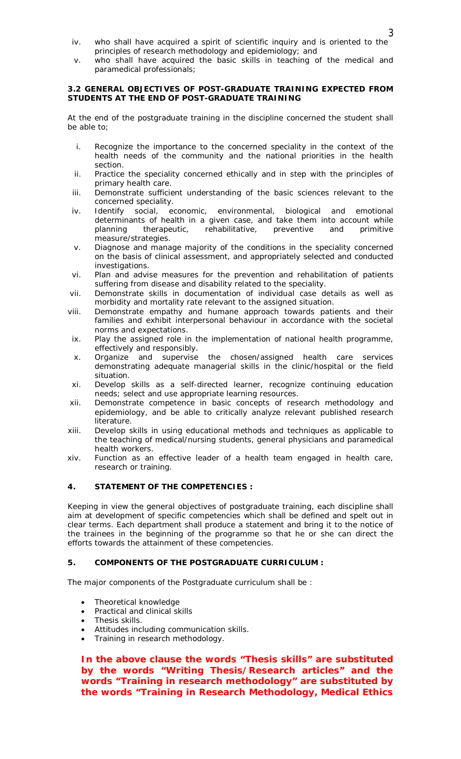iv. who shall have acquired a spirit of scientific inquiry and is oriented to the principles of research methodology and epidemiology; and
v. who shall have acquired the basic skills in teaching of the medical and paramedical professionals;

**3.2 GENERAL OBJECTIVES OF POST-GRADUATE TRAINING EXPECTED FROM STUDENTS AT THE END OF POST-GRADUATE TRAINING**

At the end of the postgraduate training in the discipline concerned the student shall be able to;

i. Recognize the importance to the concerned speciality in the context of the health needs of the community and the national priorities in the health section.
ii. Practice the speciality concerned ethically and in step with the principles of primary health care.
iii. Demonstrate sufficient understanding of the basic sciences relevant to the concerned speciality.
iv. Identify social, economic, environmental, biological and emotional determinants of health in a given case, and take them into account while planning therapeutic, rehabilitative, preventive and primitive measure/strategies.
v. Diagnose and manage majority of the conditions in the speciality concerned on the basis of clinical assessment, and appropriately selected and conducted investigations.
vi. Plan and advise measures for the prevention and rehabilitation of patients suffering from disease and disability related to the speciality.
vii. Demonstrate skills in documentation of individual case details as well as morbidity and mortality rate relevant to the assigned situation.
viii. Demonstrate empathy and humane approach towards patients and their families and exhibit interpersonal behaviour in accordance with the societal norms and expectations.
ix. Play the assigned role in the implementation of national health programme, effectively and responsibly.
x. Organize and supervise the chosen/assigned health care services demonstrating adequate managerial skills in the clinic/hospital or the field situation.
xi. Develop skills as a self-directed learner, recognize continuing education needs; select and use appropriate learning resources.
xii. Demonstrate competence in basic concepts of research methodology and epidemiology, and be able to critically analyze relevant published research literature.
xiii. Develop skills in using educational methods and techniques as applicable to the teaching of medical/nursing students, general physicians and paramedical health workers.
xiv. Function as an effective leader of a health team engaged in health care, research or training.

**4. STATEMENT OF THE COMPETENCIES :**

Keeping in view the general objectives of postgraduate training, each discipline shall aim at development of specific competencies which shall be defined and spelt out in clear terms. Each department shall produce a statement and bring it to the notice of the trainees in the beginning of the programme so that he or she can direct the efforts towards the attainment of these competencies.

**5. COMPONENTS OF THE POSTGRADUATE CURRICULUM :**

The major components of the Postgraduate curriculum shall be :

- Theoretical knowledge
- Practical and clinical skills
- Thesis skills.
- Attitudes including communication skills.
- Training in research methodology.

**In the above clause the words "Thesis skills" are substituted by the words "Writing Thesis/Research articles" and the words "Training in research methodology" are substituted by the words "Training in Research Methodology, Medical Ethics**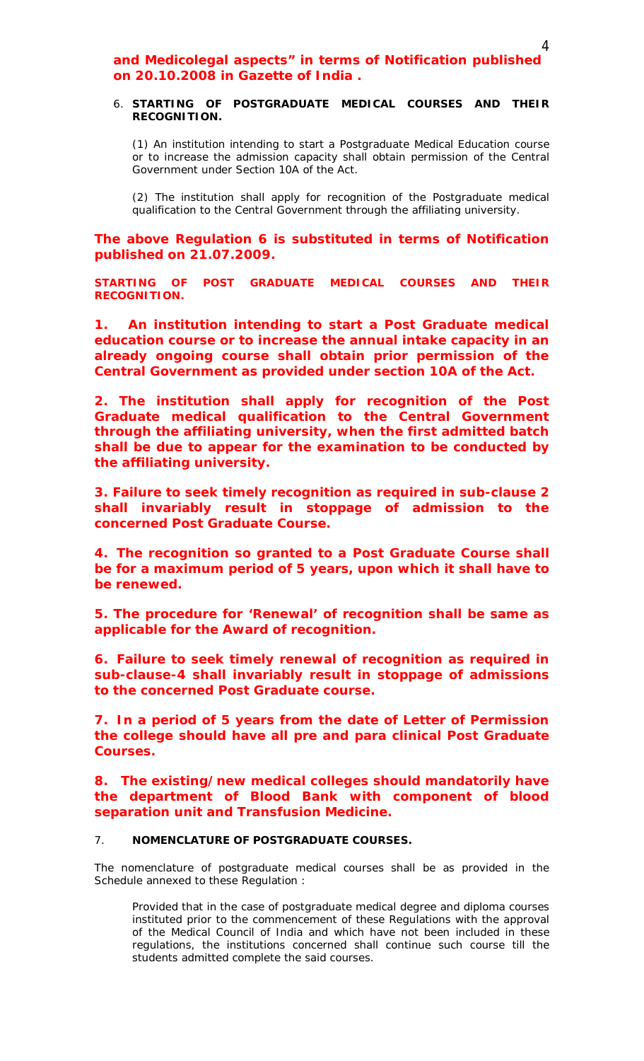**and Medicolegal aspects" in terms of Notification published on 20.10.2008 in Gazette of India .**

6. **STARTING OF POSTGRADUATE MEDICAL COURSES AND THEIR RECOGNITION.**

(1) An institution intending to start a Postgraduate Medical Education course or to increase the admission capacity shall obtain permission of the Central Government under Section 10A of the Act.

(2) The institution shall apply for recognition of the Postgraduate medical qualification to the Central Government through the affiliating university.

**The above Regulation 6 is substituted in terms of Notification published on 21.07.2009.**

**STARTING OF POST GRADUATE MEDICAL COURSES AND THEIR RECOGNITION.**

**1. An institution intending to start a Post Graduate medical education course or to increase the annual intake capacity in an already ongoing course shall obtain prior permission of the Central Government as provided under section 10A of the Act.**

**2. The institution shall apply for recognition of the Post Graduate medical qualification to the Central Government through the affiliating university, when the first admitted batch shall be due to appear for the examination to be conducted by the affiliating university.**

**3. Failure to seek timely recognition as required in sub-clause 2 shall invariably result in stoppage of admission to the concerned Post Graduate Course.**

**4. The recognition so granted to a Post Graduate Course shall be for a maximum period of 5 years, upon which it shall have to be renewed.**

**5. The procedure for 'Renewal' of recognition shall be same as applicable for the Award of recognition.**

**6. Failure to seek timely renewal of recognition as required in sub-clause-4 shall invariably result in stoppage of admissions to the concerned Post Graduate course.**

**7. In a period of 5 years from the date of Letter of Permission the college should have all pre and para clinical Post Graduate Courses.**

**8. The existing/new medical colleges should mandatorily have the department of Blood Bank with component of blood separation unit and Transfusion Medicine.**

7. **NOMENCLATURE OF POSTGRADUATE COURSES.**

The nomenclature of postgraduate medical courses shall be as provided in the Schedule annexed to these Regulation :

Provided that in the case of postgraduate medical degree and diploma courses instituted prior to the commencement of these Regulations with the approval of the Medical Council of India and which have not been included in these regulations, the institutions concerned shall continue such course till the students admitted complete the said courses.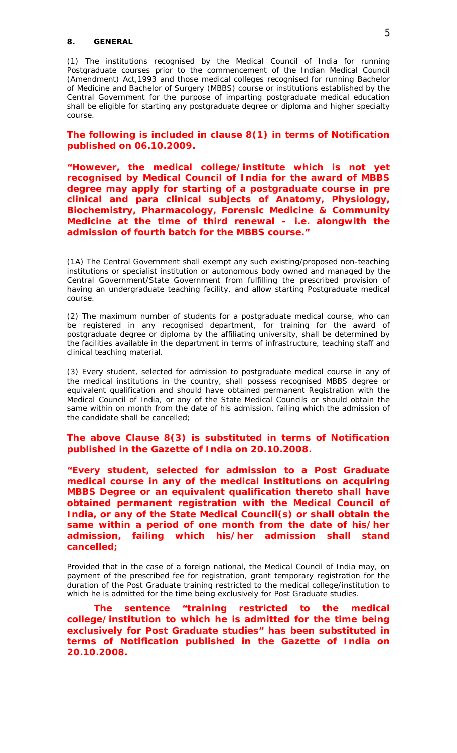## 8. GENERAL

(1) The institutions recognised by the Medical Council of India for running Postgraduate courses prior to the commencement of the Indian Medical Council (Amendment) Act,1993 and those medical colleges recognised for running Bachelor of Medicine and Bachelor of Surgery (MBBS) course or institutions established by the Central Government for the purpose of imparting postgraduate medical education shall be eligible for starting any postgraduate degree or diploma and higher specialty course.

**The following is included in clause 8(1) in terms of Notification published on 06.10.2009.**

**"However, the medical college/institute which is not yet recognised by Medical Council of India for the award of MBBS degree may apply for starting of a postgraduate course in pre clinical and para clinical subjects of Anatomy, Physiology, Biochemistry, Pharmacology, Forensic Medicine & Community Medicine at the time of third renewal – i.e. alongwith the admission of fourth batch for the MBBS course."**

(1A) The Central Government shall exempt any such existing/proposed non-teaching institutions or specialist institution or autonomous body owned and managed by the Central Government/State Government from fulfilling the prescribed provision of having an undergraduate teaching facility, and allow starting Postgraduate medical course.

(2) The maximum number of students for a postgraduate medical course, who can be registered in any recognised department, for training for the award of postgraduate degree or diploma by the affiliating university, shall be determined by the facilities available in the department in terms of infrastructure, teaching staff and clinical teaching material.

(3) Every student, selected for admission to postgraduate medical course in any of the medical institutions in the country, shall possess recognised MBBS degree or equivalent qualification and should have obtained permanent Registration with the Medical Council of India, or any of the State Medical Councils or should obtain the same within on month from the date of his admission, failing which the admission of the candidate shall be cancelled;

**The above Clause 8(3) is substituted in terms of Notification published in the Gazette of India on 20.10.2008.**

**"Every student, selected for admission to a Post Graduate medical course in any of the medical institutions on acquiring MBBS Degree or an equivalent qualification thereto shall have obtained permanent registration with the Medical Council of India, or any of the State Medical Council(s) or shall obtain the same within a period of one month from the date of his/her admission, failing which his/her admission shall stand cancelled;**

Provided that in the case of a foreign national, the Medical Council of India may, on payment of the prescribed fee for registration, grant temporary registration for the duration of the Post Graduate training restricted to the medical college/institution to which he is admitted for the time being exclusively for Post Graduate studies.

**The sentence "training restricted to the medical college/institution to which he is admitted for the time being exclusively for Post Graduate studies" has been substituted in terms of Notification published in the Gazette of India on 20.10.2008.**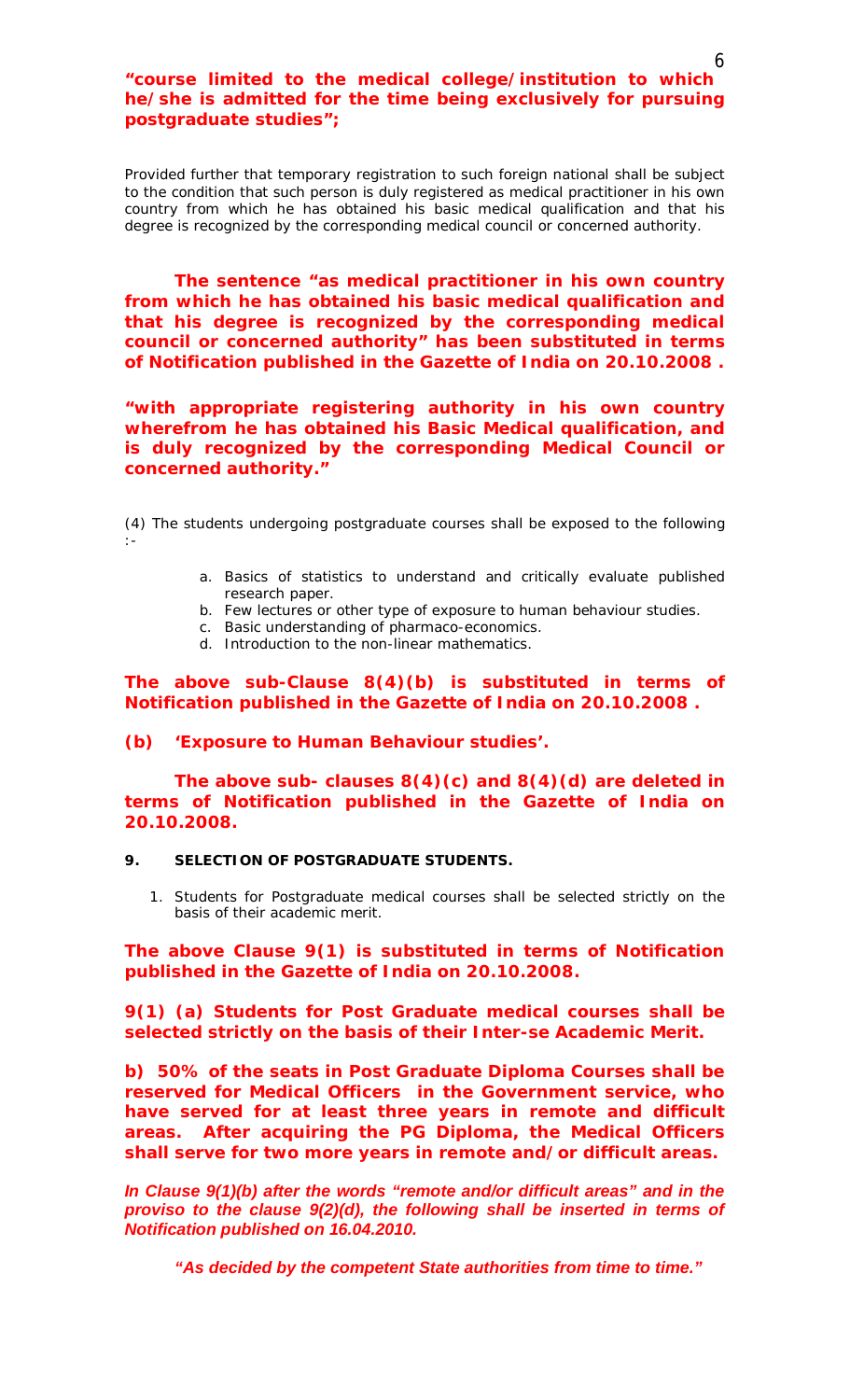**"course limited to the medical college/institution to which he/she is admitted for the time being exclusively for pursuing postgraduate studies";**

Provided further that temporary registration to such foreign national shall be subject to the condition that such person is duly registered as medical practitioner in his own country from which he has obtained his basic medical qualification and that his degree is recognized by the corresponding medical council or concerned authority.

**The sentence "as medical practitioner in his own country from which he has obtained his basic medical qualification and that his degree is recognized by the corresponding medical council or concerned authority" has been substituted in terms of Notification published in the Gazette of India on 20.10.2008 .**

**"with appropriate registering authority in his own country wherefrom he has obtained his Basic Medical qualification, and is duly recognized by the corresponding Medical Council or concerned authority."**

(4) The students undergoing postgraduate courses shall be exposed to the following :-

a. Basics of statistics to understand and critically evaluate published research paper.
b. Few lectures or other type of exposure to human behaviour studies.
c. Basic understanding of pharmaco-economics.
d. Introduction to the non-linear mathematics.

**The above sub-Clause 8(4)(b) is substituted in terms of Notification published in the Gazette of India on 20.10.2008 .**

**(b) 'Exposure to Human Behaviour studies'.**

**The above sub- clauses 8(4)(c) and 8(4)(d) are deleted in terms of Notification published in the Gazette of India on 20.10.2008.**

**9. SELECTION OF POSTGRADUATE STUDENTS.**

1. Students for Postgraduate medical courses shall be selected strictly on the basis of their academic merit.

**The above Clause 9(1) is substituted in terms of Notification published in the Gazette of India on 20.10.2008.**

**9(1) (a) Students for Post Graduate medical courses shall be selected strictly on the basis of their Inter-se Academic Merit.**

**b) 50% of the seats in Post Graduate Diploma Courses shall be reserved for Medical Officers in the Government service, who have served for at least three years in remote and difficult areas. After acquiring the PG Diploma, the Medical Officers shall serve for two more years in remote and/or difficult areas.**

***In Clause 9(1)(b) after the words "remote and/or difficult areas" and in the proviso to the clause 9(2)(d), the following shall be inserted in terms of Notification published on 16.04.2010.***

***"As decided by the competent State authorities from time to time."***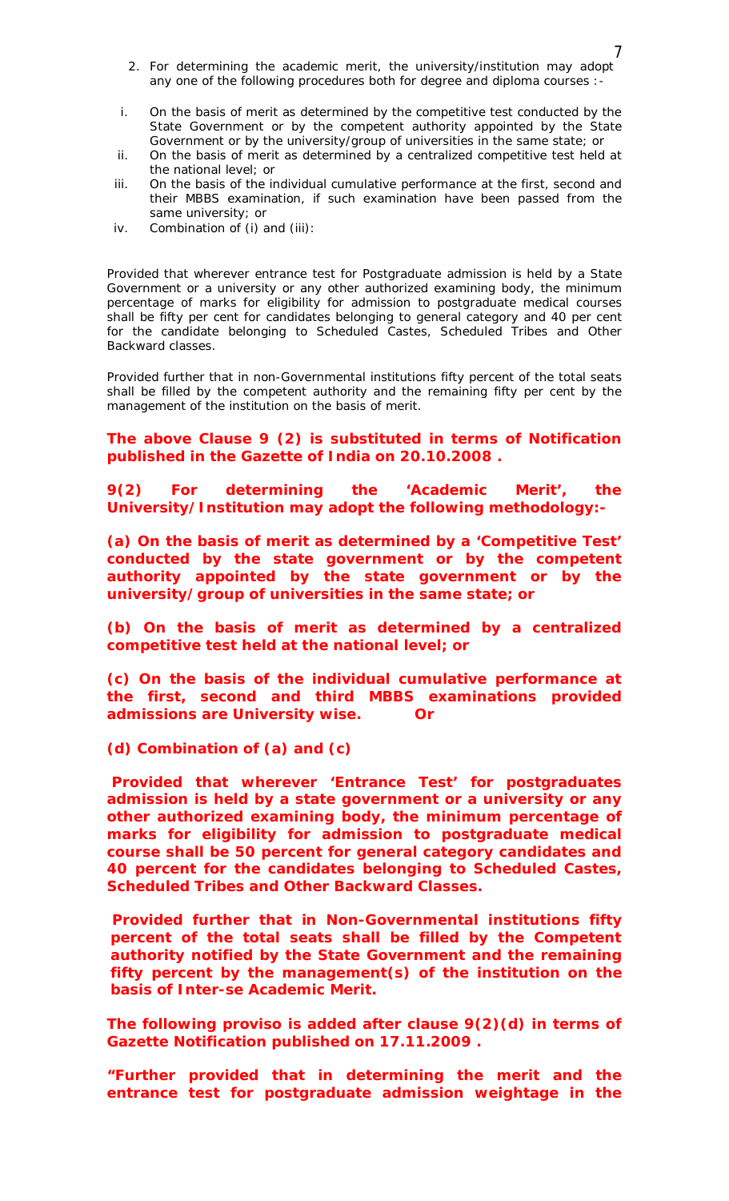2. For determining the academic merit, the university/institution may adopt any one of the following procedures both for degree and diploma courses :-

   i. On the basis of merit as determined by the competitive test conducted by the State Government or by the competent authority appointed by the State Government or by the university/group of universities in the same state; or
   ii. On the basis of merit as determined by a centralized competitive test held at the national level; or
   iii. On the basis of the individual cumulative performance at the first, second and their MBBS examination, if such examination have been passed from the same university; or
   iv. Combination of (i) and (iii):

Provided that wherever entrance test for Postgraduate admission is held by a State Government or a university or any other authorized examining body, the minimum percentage of marks for eligibility for admission to postgraduate medical courses shall be fifty per cent for candidates belonging to general category and 40 per cent for the candidate belonging to Scheduled Castes, Scheduled Tribes and Other Backward classes.

Provided further that in non-Governmental institutions fifty percent of the total seats shall be filled by the competent authority and the remaining fifty per cent by the management of the institution on the basis of merit.

**The above Clause 9 (2) is substituted in terms of Notification published in the Gazette of India on 20.10.2008 .**

**9(2) For determining the 'Academic Merit', the University/Institution may adopt the following methodology:-**

**(a) On the basis of merit as determined by a 'Competitive Test' conducted by the state government or by the competent authority appointed by the state government or by the university/group of universities in the same state; or**

**(b) On the basis of merit as determined by a centralized competitive test held at the national level; or**

**(c) On the basis of the individual cumulative performance at the first, second and third MBBS examinations provided admissions are University wise. Or**

**(d) Combination of (a) and (c)**

**Provided that wherever 'Entrance Test' for postgraduates admission is held by a state government or a university or any other authorized examining body, the minimum percentage of marks for eligibility for admission to postgraduate medical course shall be 50 percent for general category candidates and 40 percent for the candidates belonging to Scheduled Castes, Scheduled Tribes and Other Backward Classes.**

**Provided further that in Non-Governmental institutions fifty percent of the total seats shall be filled by the Competent authority notified by the State Government and the remaining fifty percent by the management(s) of the institution on the basis of Inter-se Academic Merit.**

**The following proviso is added after clause 9(2)(d) in terms of Gazette Notification published on 17.11.2009 .**

**"Further provided that in determining the merit and the entrance test for postgraduate admission weightage in the**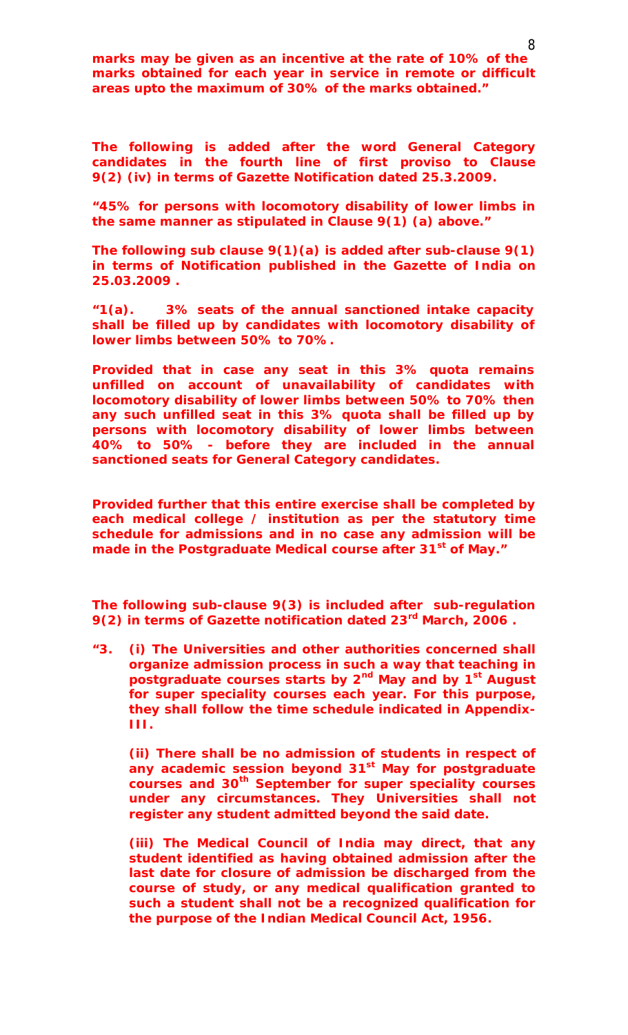**marks may be given as an incentive at the rate of 10% of the marks obtained for each year in service in remote or difficult areas upto the maximum of 30% of the marks obtained."**

**The following is added after the word General Category candidates in the fourth line of first proviso to Clause 9(2) (iv) in terms of Gazette Notification dated 25.3.2009.**

**"45% for persons with locomotory disability of lower limbs in the same manner as stipulated in Clause 9(1) (a) above."**

**The following sub clause 9(1)(a) is added after sub-clause 9(1) in terms of Notification published in the Gazette of India on 25.03.2009 .**

**"1(a).    3% seats of the annual sanctioned intake capacity shall be filled up by candidates with locomotory disability of lower limbs between 50% to 70%.**

**Provided that in case any seat in this 3% quota remains unfilled on account of unavailability of candidates with locomotory disability of lower limbs between 50% to 70% then any such unfilled seat in this 3% quota shall be filled up by persons with locomotory disability of lower limbs between 40% to 50% - before they are included in the annual sanctioned seats for General Category candidates.**

**Provided further that this entire exercise shall be completed by each medical college / institution as per the statutory time schedule for admissions and in no case any admission will be made in the Postgraduate Medical course after 31st of May."**

**The following sub-clause 9(3) is included after sub-regulation 9(2) in terms of Gazette notification dated 23rd March, 2006 .**

**"3. (i) The Universities and other authorities concerned shall organize admission process in such a way that teaching in postgraduate courses starts by 2nd May and by 1st August for super speciality courses each year. For this purpose, they shall follow the time schedule indicated in Appendix-III.**

**(ii) There shall be no admission of students in respect of any academic session beyond 31st May for postgraduate courses and 30th September for super speciality courses under any circumstances. They Universities shall not register any student admitted beyond the said date.**

**(iii) The Medical Council of India may direct, that any student identified as having obtained admission after the last date for closure of admission be discharged from the course of study, or any medical qualification granted to such a student shall not be a recognized qualification for the purpose of the Indian Medical Council Act, 1956.**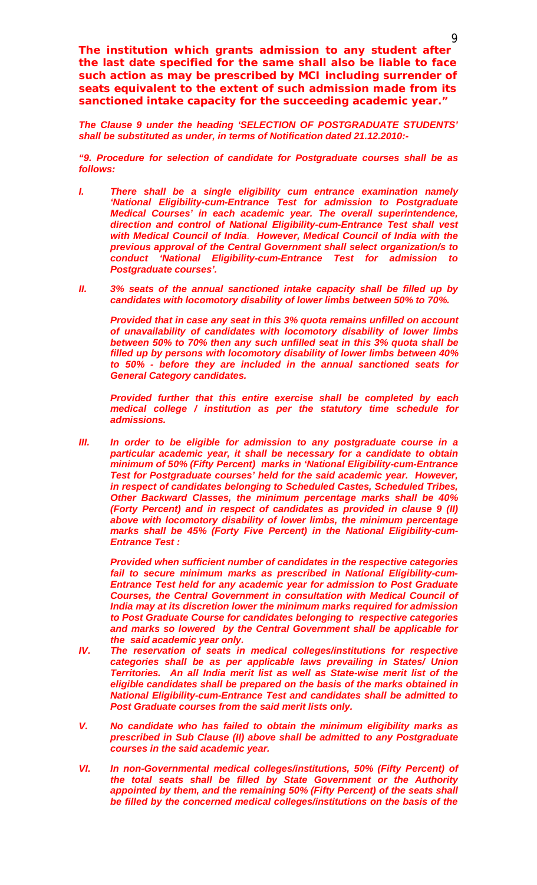**The institution which grants admission to any student after the last date specified for the same shall also be liable to face such action as may be prescribed by MCI including surrender of seats equivalent to the extent of such admission made from its sanctioned intake capacity for the succeeding academic year."**

***The Clause 9 under the heading 'SELECTION OF POSTGRADUATE STUDENTS' shall be substituted as under, in terms of Notification dated 21.12.2010:-***

***"9. Procedure for selection of candidate for Postgraduate courses shall be as follows:***

***I. There shall be a single eligibility cum entrance examination namely 'National Eligibility-cum-Entrance Test for admission to Postgraduate Medical Courses' in each academic year. The overall superintendence, direction and control of National Eligibility-cum-Entrance Test shall vest with Medical Council of India. However, Medical Council of India with the previous approval of the Central Government shall select organization/s to conduct 'National Eligibility-cum-Entrance Test for admission to Postgraduate courses'.***

***II. 3% seats of the annual sanctioned intake capacity shall be filled up by candidates with locomotory disability of lower limbs between 50% to 70%.***

***Provided that in case any seat in this 3% quota remains unfilled on account of unavailability of candidates with locomotory disability of lower limbs between 50% to 70% then any such unfilled seat in this 3% quota shall be filled up by persons with locomotory disability of lower limbs between 40% to 50% - before they are included in the annual sanctioned seats for General Category candidates.***

***Provided further that this entire exercise shall be completed by each medical college / institution as per the statutory time schedule for admissions.***

***III. In order to be eligible for admission to any postgraduate course in a particular academic year, it shall be necessary for a candidate to obtain minimum of 50% (Fifty Percent) marks in 'National Eligibility-cum-Entrance Test for Postgraduate courses' held for the said academic year. However, in respect of candidates belonging to Scheduled Castes, Scheduled Tribes, Other Backward Classes, the minimum percentage marks shall be 40% (Forty Percent) and in respect of candidates as provided in clause 9 (II) above with locomotory disability of lower limbs, the minimum percentage marks shall be 45% (Forty Five Percent) in the National Eligibility-cum-Entrance Test :***

***Provided when sufficient number of candidates in the respective categories fail to secure minimum marks as prescribed in National Eligibility-cum-Entrance Test held for any academic year for admission to Post Graduate Courses, the Central Government in consultation with Medical Council of India may at its discretion lower the minimum marks required for admission to Post Graduate Course for candidates belonging to respective categories and marks so lowered by the Central Government shall be applicable for the said academic year only.***

***IV. The reservation of seats in medical colleges/institutions for respective categories shall be as per applicable laws prevailing in States/ Union Territories. An all India merit list as well as State-wise merit list of the eligible candidates shall be prepared on the basis of the marks obtained in National Eligibility-cum-Entrance Test and candidates shall be admitted to Post Graduate courses from the said merit lists only.***

***V. No candidate who has failed to obtain the minimum eligibility marks as prescribed in Sub Clause (II) above shall be admitted to any Postgraduate courses in the said academic year.***

***VI. In non-Governmental medical colleges/institutions, 50% (Fifty Percent) of the total seats shall be filled by State Government or the Authority appointed by them, and the remaining 50% (Fifty Percent) of the seats shall be filled by the concerned medical colleges/institutions on the basis of the***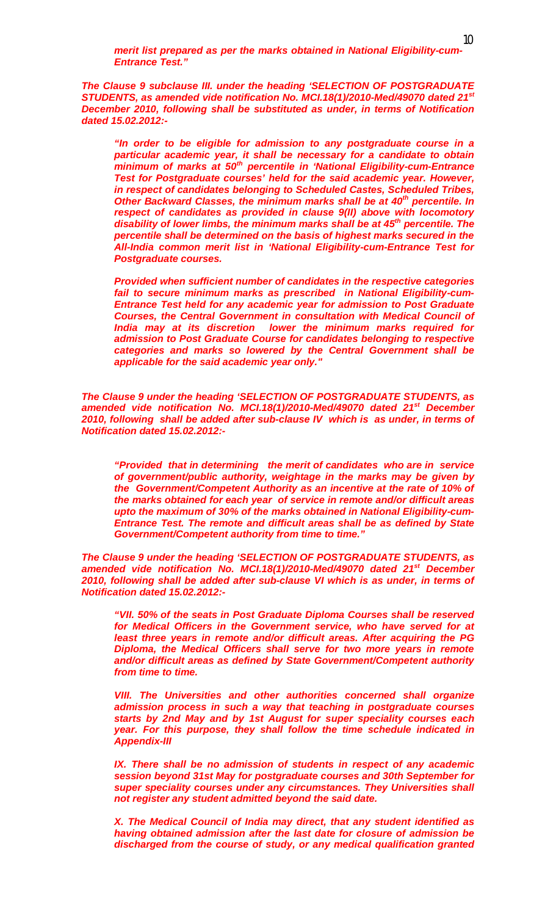*merit list prepared as per the marks obtained in National Eligibility-cum-Entrance Test."*

***The Clause 9 subclause III. under the heading 'SELECTION OF POSTGRADUATE STUDENTS, as amended vide notification No. MCI.18(1)/2010-Med/49070 dated 21st December 2010, following shall be substituted as under, in terms of Notification dated 15.02.2012:-***

> ***"In order to be eligible for admission to any postgraduate course in a particular academic year, it shall be necessary for a candidate to obtain minimum of marks at 50th percentile in 'National Eligibility-cum-Entrance Test for Postgraduate courses' held for the said academic year. However, in respect of candidates belonging to Scheduled Castes, Scheduled Tribes, Other Backward Classes, the minimum marks shall be at 40th percentile. In respect of candidates as provided in clause 9(II) above with locomotory disability of lower limbs, the minimum marks shall be at 45th percentile. The percentile shall be determined on the basis of highest marks secured in the All-India common merit list in 'National Eligibility-cum-Entrance Test for Postgraduate courses.***
>
> ***Provided when sufficient number of candidates in the respective categories fail to secure minimum marks as prescribed in National Eligibility-cum-Entrance Test held for any academic year for admission to Post Graduate Courses, the Central Government in consultation with Medical Council of India may at its discretion lower the minimum marks required for admission to Post Graduate Course for candidates belonging to respective categories and marks so lowered by the Central Government shall be applicable for the said academic year only."***

***The Clause 9 under the heading 'SELECTION OF POSTGRADUATE STUDENTS, as amended vide notification No. MCI.18(1)/2010-Med/49070 dated 21st December 2010, following shall be added after sub-clause IV which is as under, in terms of Notification dated 15.02.2012:-***

> ***"Provided that in determining the merit of candidates who are in service of government/public authority, weightage in the marks may be given by the Government/Competent Authority as an incentive at the rate of 10% of the marks obtained for each year of service in remote and/or difficult areas upto the maximum of 30% of the marks obtained in National Eligibility-cum-Entrance Test. The remote and difficult areas shall be as defined by State Government/Competent authority from time to time."***

***The Clause 9 under the heading 'SELECTION OF POSTGRADUATE STUDENTS, as amended vide notification No. MCI.18(1)/2010-Med/49070 dated 21st December 2010, following shall be added after sub-clause VI which is as under, in terms of Notification dated 15.02.2012:-***

> ***"VII. 50% of the seats in Post Graduate Diploma Courses shall be reserved for Medical Officers in the Government service, who have served for at least three years in remote and/or difficult areas. After acquiring the PG Diploma, the Medical Officers shall serve for two more years in remote and/or difficult areas as defined by State Government/Competent authority from time to time.***
>
> ***VIII. The Universities and other authorities concerned shall organize admission process in such a way that teaching in postgraduate courses starts by 2nd May and by 1st August for super speciality courses each year. For this purpose, they shall follow the time schedule indicated in Appendix-III***
>
> ***IX. There shall be no admission of students in respect of any academic session beyond 31st May for postgraduate courses and 30th September for super speciality courses under any circumstances. They Universities shall not register any student admitted beyond the said date.***
>
> ***X. The Medical Council of India may direct, that any student identified as having obtained admission after the last date for closure of admission be discharged from the course of study, or any medical qualification granted***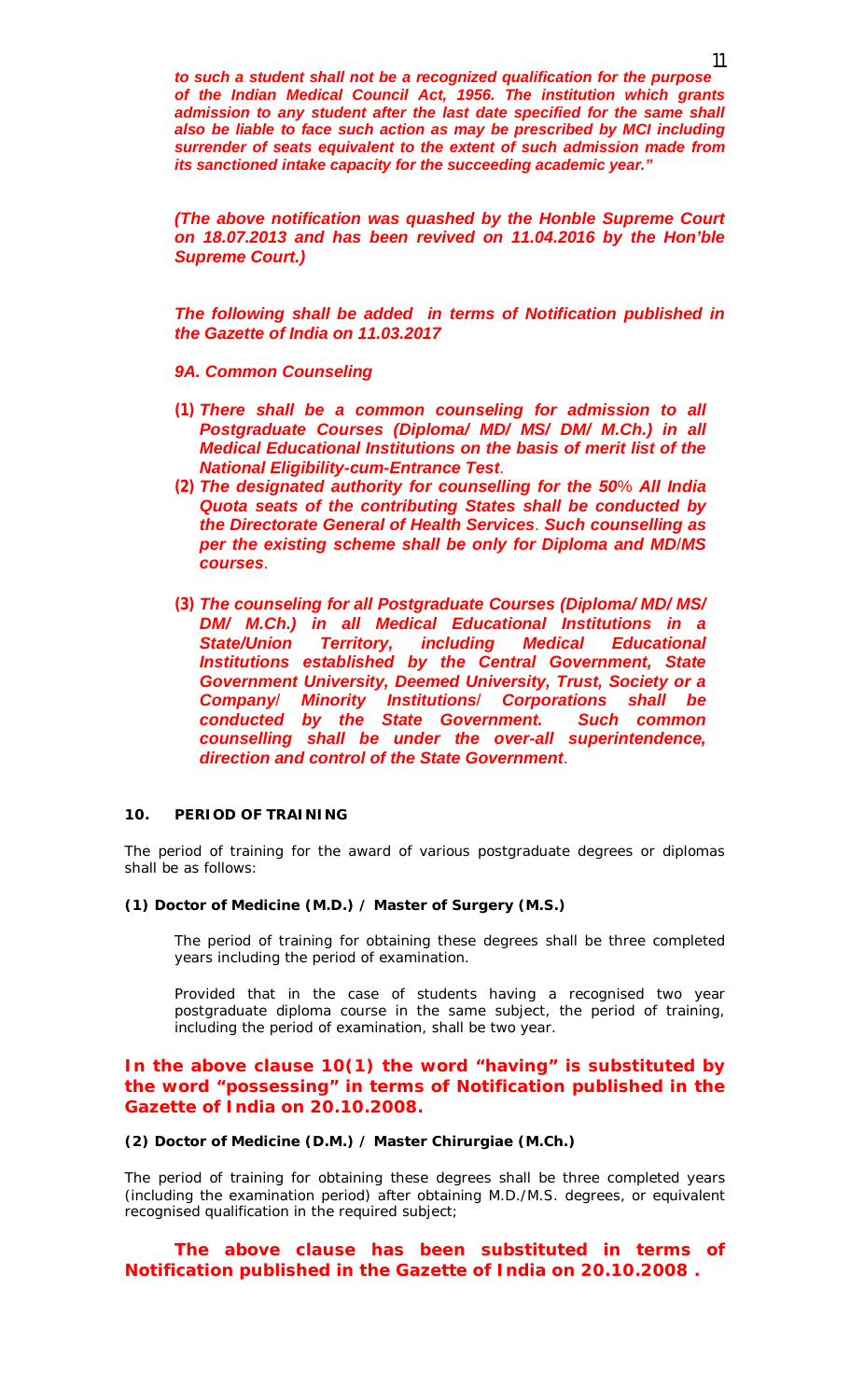***to such a student shall not be a recognized qualification for the purpose of the Indian Medical Council Act, 1956. The institution which grants admission to any student after the last date specified for the same shall also be liable to face such action as may be prescribed by MCI including surrender of seats equivalent to the extent of such admission made from its sanctioned intake capacity for the succeeding academic year."***

***(The above notification was quashed by the Honble Supreme Court on 18.07.2013 and has been revived on 11.04.2016 by the Hon'ble Supreme Court.)***

***The following shall be added in terms of Notification published in the Gazette of India on 11.03.2017***

***9A. Common Counseling***

**(1)** ***There shall be a common counseling for admission to all Postgraduate Courses (Diploma/ MD/ MS/ DM/ M.Ch.) in all Medical Educational Institutions on the basis of merit list of the National Eligibility-cum-Entrance Test.***

**(2)** ***The designated authority for counselling for the 50% All India Quota seats of the contributing States shall be conducted by the Directorate General of Health Services. Such counselling as per the existing scheme shall be only for Diploma and MD/MS courses.***

**(3)** ***The counseling for all Postgraduate Courses (Diploma/ MD/ MS/ DM/ M.Ch.) in all Medical Educational Institutions in a State/Union Territory, including Medical Educational Institutions established by the Central Government, State Government University, Deemed University, Trust, Society or a Company/ Minority Institutions/ Corporations shall be conducted by the State Government. Such common counselling shall be under the over-all superintendence, direction and control of the State Government.***

**10. PERIOD OF TRAINING**

The period of training for the award of various postgraduate degrees or diplomas shall be as follows:

**(1) Doctor of Medicine (M.D.) / Master of Surgery (M.S.)**

The period of training for obtaining these degrees shall be three completed years including the period of examination.

Provided that in the case of students having a recognised two year postgraduate diploma course in the same subject, the period of training, including the period of examination, shall be two year.

**In the above clause 10(1) the word "having" is substituted by the word "possessing" in terms of Notification published in the Gazette of India on 20.10.2008.**

**(2) Doctor of Medicine (D.M.) / Master Chirurgiae (M.Ch.)**

The period of training for obtaining these degrees shall be three completed years (including the examination period) after obtaining M.D./M.S. degrees, or equivalent recognised qualification in the required subject;

**The above clause has been substituted in terms of Notification published in the Gazette of India on 20.10.2008 .**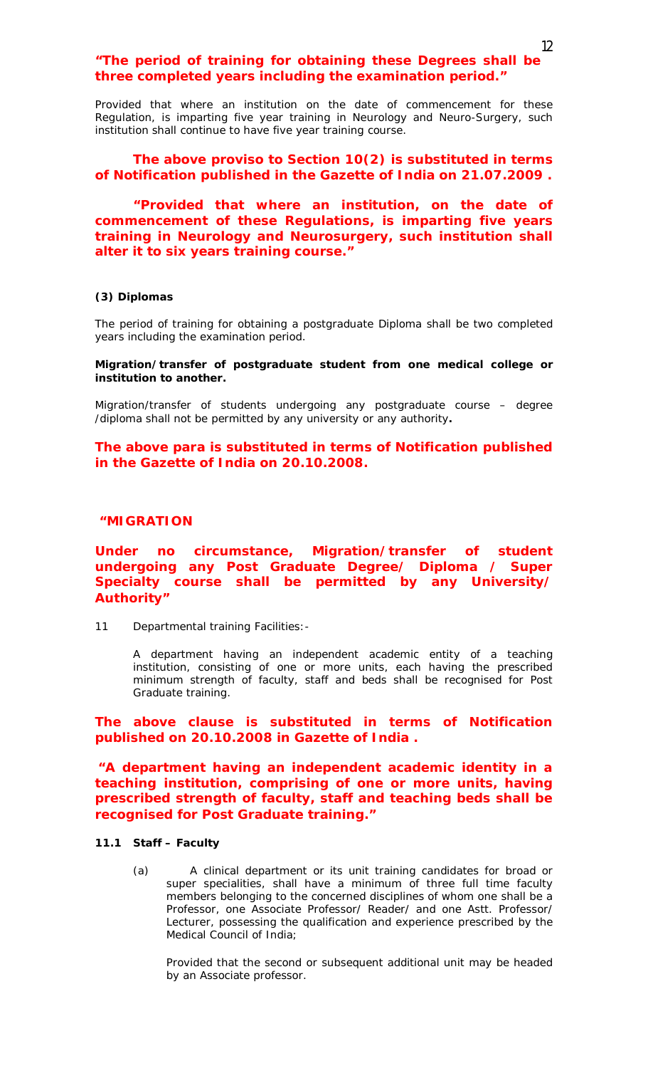**"The period of training for obtaining these Degrees shall be three completed years including the examination period."**

Provided that where an institution on the date of commencement for these Regulation, is imparting five year training in Neurology and Neuro-Surgery, such institution shall continue to have five year training course.

**The above proviso to Section 10(2) is substituted in terms of Notification published in the Gazette of India on 21.07.2009 .**

**"Provided that where an institution, on the date of commencement of these Regulations, is imparting five years training in Neurology and Neurosurgery, such institution shall alter it to six years training course."**

**(3) Diplomas**

The period of training for obtaining a postgraduate Diploma shall be two completed years including the examination period.

**Migration/transfer of postgraduate student from one medical college or institution to another.**

Migration/transfer of students undergoing any postgraduate course – degree /diploma shall not be permitted by any university or any authority**.**

**The above para is substituted in terms of Notification published in the Gazette of India on 20.10.2008.**

**"MIGRATION**

**Under no circumstance, Migration/transfer of student undergoing any Post Graduate Degree/ Diploma / Super Specialty course shall be permitted by any University/ Authority"**

11 Departmental training Facilities:-

A department having an independent academic entity of a teaching institution, consisting of one or more units, each having the prescribed minimum strength of faculty, staff and beds shall be recognised for Post Graduate training.

**The above clause is substituted in terms of Notification published on 20.10.2008 in Gazette of India .**

**"A department having an independent academic identity in a teaching institution, comprising of one or more units, having prescribed strength of faculty, staff and teaching beds shall be recognised for Post Graduate training."**

**11.1 Staff – Faculty**

(a) A clinical department or its unit training candidates for broad or super specialities, shall have a minimum of three full time faculty members belonging to the concerned disciplines of whom one shall be a Professor, one Associate Professor/ Reader/ and one Astt. Professor/ Lecturer, possessing the qualification and experience prescribed by the Medical Council of India;

Provided that the second or subsequent additional unit may be headed by an Associate professor.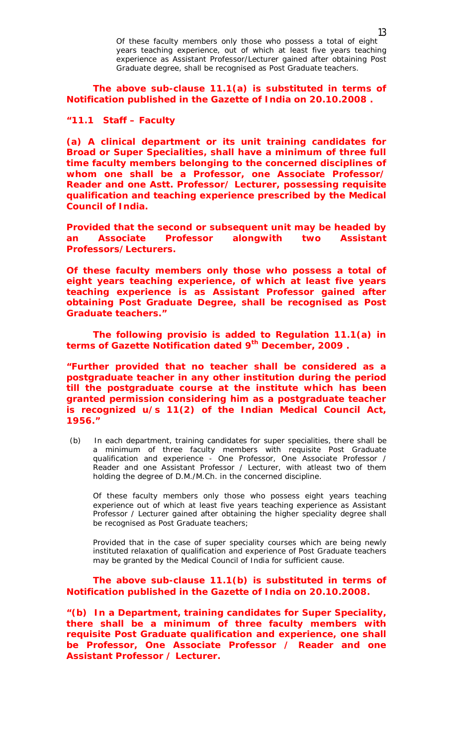Of these faculty members only those who possess a total of eight years teaching experience, out of which at least five years teaching experience as Assistant Professor/Lecturer gained after obtaining Post Graduate degree, shall be recognised as Post Graduate teachers.

**The above sub-clause 11.1(a) is substituted in terms of Notification published in the Gazette of India on 20.10.2008 .**

**"11.1 Staff – Faculty**

**(a) A clinical department or its unit training candidates for Broad or Super Specialities, shall have a minimum of three full time faculty members belonging to the concerned disciplines of whom one shall be a Professor, one Associate Professor/ Reader and one Astt. Professor/ Lecturer, possessing requisite qualification and teaching experience prescribed by the Medical Council of India.**

**Provided that the second or subsequent unit may be headed by an Associate Professor alongwith two Assistant Professors/Lecturers.**

**Of these faculty members only those who possess a total of eight years teaching experience, of which at least five years teaching experience is as Assistant Professor gained after obtaining Post Graduate Degree, shall be recognised as Post Graduate teachers."**

**The following provisio is added to Regulation 11.1(a) in terms of Gazette Notification dated 9th December, 2009 .**

**"Further provided that no teacher shall be considered as a postgraduate teacher in any other institution during the period till the postgraduate course at the institute which has been granted permission considering him as a postgraduate teacher is recognized u/s 11(2) of the Indian Medical Council Act, 1956."**

(b) In each department, training candidates for super specialities, there shall be a minimum of three faculty members with requisite Post Graduate qualification and experience - One Professor, One Associate Professor / Reader and one Assistant Professor / Lecturer, with atleast two of them holding the degree of D.M./M.Ch. in the concerned discipline.

Of these faculty members only those who possess eight years teaching experience out of which at least five years teaching experience as Assistant Professor / Lecturer gained after obtaining the higher speciality degree shall be recognised as Post Graduate teachers;

Provided that in the case of super speciality courses which are being newly instituted relaxation of qualification and experience of Post Graduate teachers may be granted by the Medical Council of India for sufficient cause.

**The above sub-clause 11.1(b) is substituted in terms of Notification published in the Gazette of India on 20.10.2008.**

**"(b) In a Department, training candidates for Super Speciality, there shall be a minimum of three faculty members with requisite Post Graduate qualification and experience, one shall be Professor, One Associate Professor / Reader and one Assistant Professor / Lecturer.**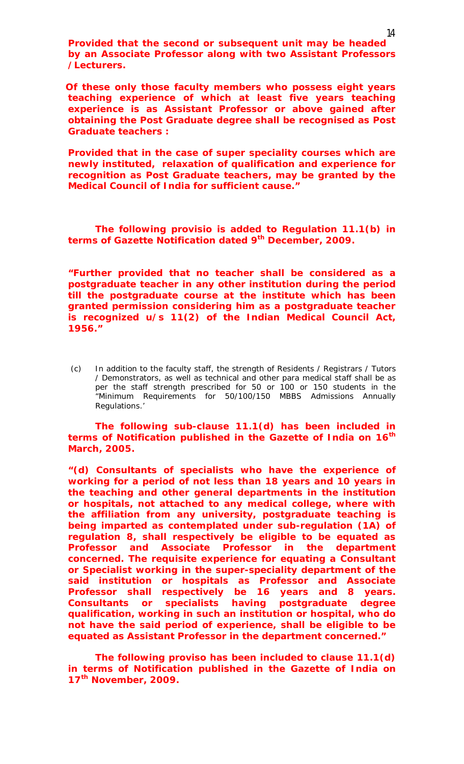**Provided that the second or subsequent unit may be headed by an Associate Professor along with two Assistant Professors /Lecturers.**

**Of these only those faculty members who possess eight years teaching experience of which at least five years teaching experience is as Assistant Professor or above gained after obtaining the Post Graduate degree shall be recognised as Post Graduate teachers :**

**Provided that in the case of super speciality courses which are newly instituted, relaxation of qualification and experience for recognition as Post Graduate teachers, may be granted by the Medical Council of India for sufficient cause."**

**The following provisio is added to Regulation 11.1(b) in terms of Gazette Notification dated 9th December, 2009.**

**"Further provided that no teacher shall be considered as a postgraduate teacher in any other institution during the period till the postgraduate course at the institute which has been granted permission considering him as a postgraduate teacher is recognized u/s 11(2) of the Indian Medical Council Act, 1956."**

(c) In addition to the faculty staff, the strength of Residents / Registrars / Tutors / Demonstrators, as well as technical and other para medical staff shall be as per the staff strength prescribed for 50 or 100 or 150 students in the "Minimum Requirements for 50/100/150 MBBS Admissions Annually Regulations.'

**The following sub-clause 11.1(d) has been included in terms of Notification published in the Gazette of India on 16th March, 2005.**

**"(d) Consultants of specialists who have the experience of working for a period of not less than 18 years and 10 years in the teaching and other general departments in the institution or hospitals, not attached to any medical college, where with the affiliation from any university, postgraduate teaching is being imparted as contemplated under sub-regulation (1A) of regulation 8, shall respectively be eligible to be equated as Professor and Associate Professor in the department concerned. The requisite experience for equating a Consultant or Specialist working in the super-speciality department of the said institution or hospitals as Professor and Associate Professor shall respectively be 16 years and 8 years. Consultants or specialists having postgraduate degree qualification, working in such an institution or hospital, who do not have the said period of experience, shall be eligible to be equated as Assistant Professor in the department concerned."**

**The following proviso has been included to clause 11.1(d) in terms of Notification published in the Gazette of India on 17th November, 2009.**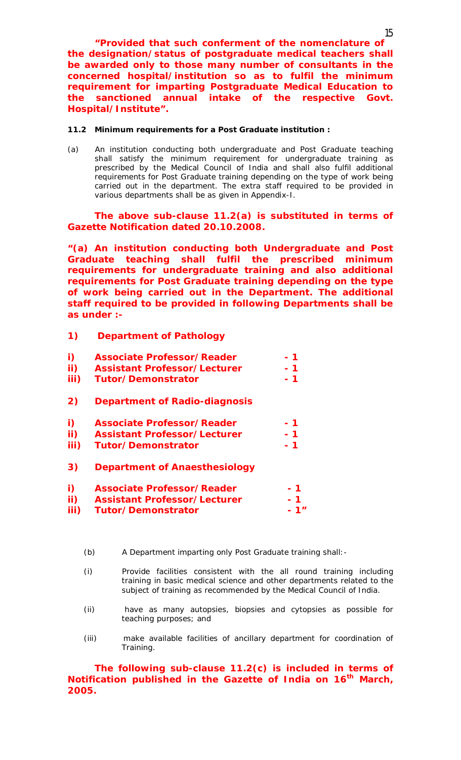**"Provided that such conferment of the nomenclature of the designation/status of postgraduate medical teachers shall be awarded only to those many number of consultants in the concerned hospital/institution so as to fulfil the minimum requirement for imparting Postgraduate Medical Education to the sanctioned annual intake of the respective Govt. Hospital/Institute".**

**11.2 Minimum requirements for a Post Graduate institution :**

(a) An institution conducting both undergraduate and Post Graduate teaching shall satisfy the minimum requirement for undergraduate training as prescribed by the Medical Council of India and shall also fulfil additional requirements for Post Graduate training depending on the type of work being carried out in the department. The extra staff required to be provided in various departments shall be as given in Appendix-I.

**The above sub-clause 11.2(a) is substituted in terms of Gazette Notification dated 20.10.2008.**

**"(a) An institution conducting both Undergraduate and Post Graduate teaching shall fulfil the prescribed minimum requirements for undergraduate training and also additional requirements for Post Graduate training depending on the type of work being carried out in the Department. The additional staff required to be provided in following Departments shall be as under :-**

**1) Department of Pathology**

**i) Associate Professor/Reader - 1**
**ii) Assistant Professor/Lecturer - 1**
**iii) Tutor/Demonstrator - 1**

**2) Department of Radio-diagnosis**

**i) Associate Professor/Reader - 1**
**ii) Assistant Professor/Lecturer - 1**
**iii) Tutor/Demonstrator - 1**

**3) Department of Anaesthesiology**

**i) Associate Professor/Reader - 1**
**ii) Assistant Professor/Lecturer - 1**
**iii) Tutor/Demonstrator - 1"**

(b) A Department imparting only Post Graduate training shall:-

(i) Provide facilities consistent with the all round training including training in basic medical science and other departments related to the subject of training as recommended by the Medical Council of India.

(ii) have as many autopsies, biopsies and cytopsies as possible for teaching purposes; and

(iii) make available facilities of ancillary department for coordination of Training.

**The following sub-clause 11.2(c) is included in terms of Notification published in the Gazette of India on 16th March, 2005.**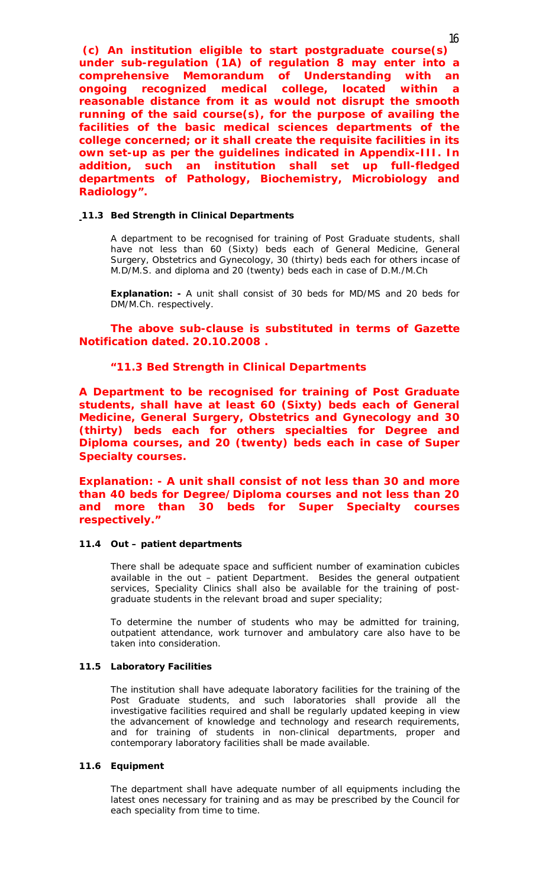**(c) An institution eligible to start postgraduate course(s) under sub-regulation (1A) of regulation 8 may enter into a comprehensive Memorandum of Understanding with an ongoing recognized medical college, located within a reasonable distance from it as would not disrupt the smooth running of the said course(s), for the purpose of availing the facilities of the basic medical sciences departments of the college concerned; or it shall create the requisite facilities in its own set-up as per the guidelines indicated in Appendix-III. In addition, such an institution shall set up full-fledged departments of Pathology, Biochemistry, Microbiology and Radiology".**

**11.3 Bed Strength in Clinical Departments**

A department to be recognised for training of Post Graduate students, shall have not less than 60 (Sixty) beds each of General Medicine, General Surgery, Obstetrics and Gynecology, 30 (thirty) beds each for others incase of M.D/M.S. and diploma and 20 (twenty) beds each in case of D.M./M.Ch

**Explanation: -** A unit shall consist of 30 beds for MD/MS and 20 beds for DM/M.Ch. respectively.

**The above sub-clause is substituted in terms of Gazette Notification dated. 20.10.2008 .**

**"11.3 Bed Strength in Clinical Departments**

**A Department to be recognised for training of Post Graduate students, shall have at least 60 (Sixty) beds each of General Medicine, General Surgery, Obstetrics and Gynecology and 30 (thirty) beds each for others specialties for Degree and Diploma courses, and 20 (twenty) beds each in case of Super Specialty courses.**

**Explanation: - A unit shall consist of not less than 30 and more than 40 beds for Degree/Diploma courses and not less than 20 and more than 30 beds for Super Specialty courses respectively."**

**11.4 Out – patient departments**

There shall be adequate space and sufficient number of examination cubicles available in the out – patient Department. Besides the general outpatient services, Speciality Clinics shall also be available for the training of post-graduate students in the relevant broad and super speciality;

To determine the number of students who may be admitted for training, outpatient attendance, work turnover and ambulatory care also have to be taken into consideration.

**11.5 Laboratory Facilities**

The institution shall have adequate laboratory facilities for the training of the Post Graduate students, and such laboratories shall provide all the investigative facilities required and shall be regularly updated keeping in view the advancement of knowledge and technology and research requirements, and for training of students in non-clinical departments, proper and contemporary laboratory facilities shall be made available.

**11.6 Equipment**

The department shall have adequate number of all equipments including the latest ones necessary for training and as may be prescribed by the Council for each speciality from time to time.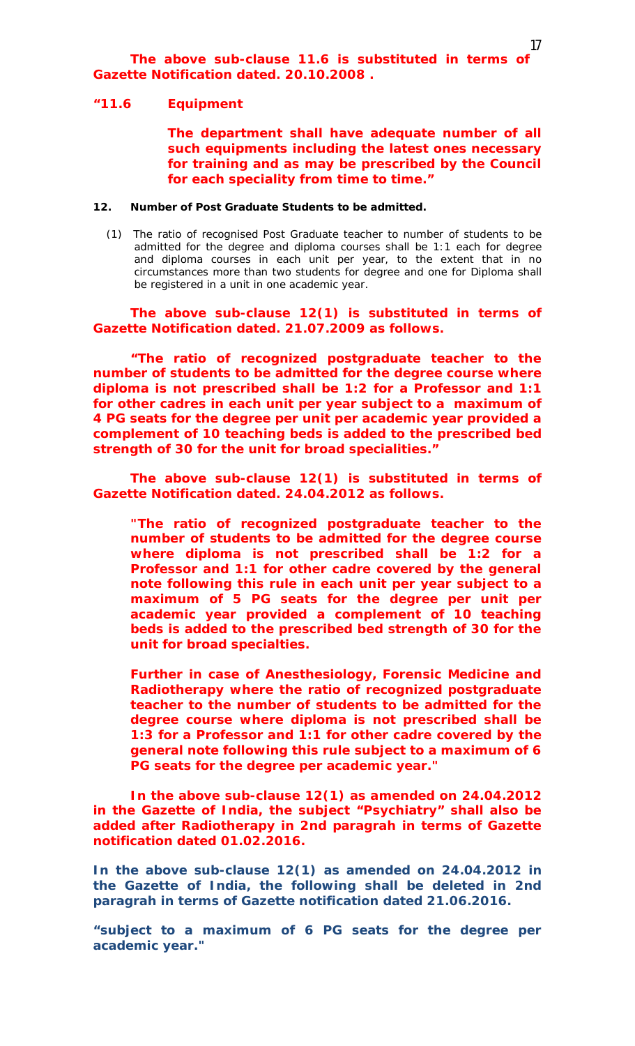**The above sub-clause 11.6 is substituted in terms of Gazette Notification dated. 20.10.2008 .**

**"11.6 Equipment**

**The department shall have adequate number of all such equipments including the latest ones necessary for training and as may be prescribed by the Council for each speciality from time to time."**

**12. Number of Post Graduate Students to be admitted.**

(1) The ratio of recognised Post Graduate teacher to number of students to be admitted for the degree and diploma courses shall be 1:1 each for degree and diploma courses in each unit per year, to the extent that in no circumstances more than two students for degree and one for Diploma shall be registered in a unit in one academic year.

**The above sub-clause 12(1) is substituted in terms of Gazette Notification dated. 21.07.2009 as follows.**

**"The ratio of recognized postgraduate teacher to the number of students to be admitted for the degree course where diploma is not prescribed shall be 1:2 for a Professor and 1:1 for other cadres in each unit per year subject to a maximum of 4 PG seats for the degree per unit per academic year provided a complement of 10 teaching beds is added to the prescribed bed strength of 30 for the unit for broad specialities."**

**The above sub-clause 12(1) is substituted in terms of Gazette Notification dated. 24.04.2012 as follows.**

**"The ratio of recognized postgraduate teacher to the number of students to be admitted for the degree course where diploma is not prescribed shall be 1:2 for a Professor and 1:1 for other cadre covered by the general note following this rule in each unit per year subject to a maximum of 5 PG seats for the degree per unit per academic year provided a complement of 10 teaching beds is added to the prescribed bed strength of 30 for the unit for broad specialties.**

**Further in case of Anesthesiology, Forensic Medicine and Radiotherapy where the ratio of recognized postgraduate teacher to the number of students to be admitted for the degree course where diploma is not prescribed shall be 1:3 for a Professor and 1:1 for other cadre covered by the general note following this rule subject to a maximum of 6 PG seats for the degree per academic year."**

**In the above sub-clause 12(1) as amended on 24.04.2012 in the Gazette of India, the subject "Psychiatry" shall also be added after Radiotherapy in 2nd paragrah in terms of Gazette notification dated 01.02.2016.**

**In the above sub-clause 12(1) as amended on 24.04.2012 in the Gazette of India, the following shall be deleted in 2nd paragrah in terms of Gazette notification dated 21.06.2016.**

**"subject to a maximum of 6 PG seats for the degree per academic year."**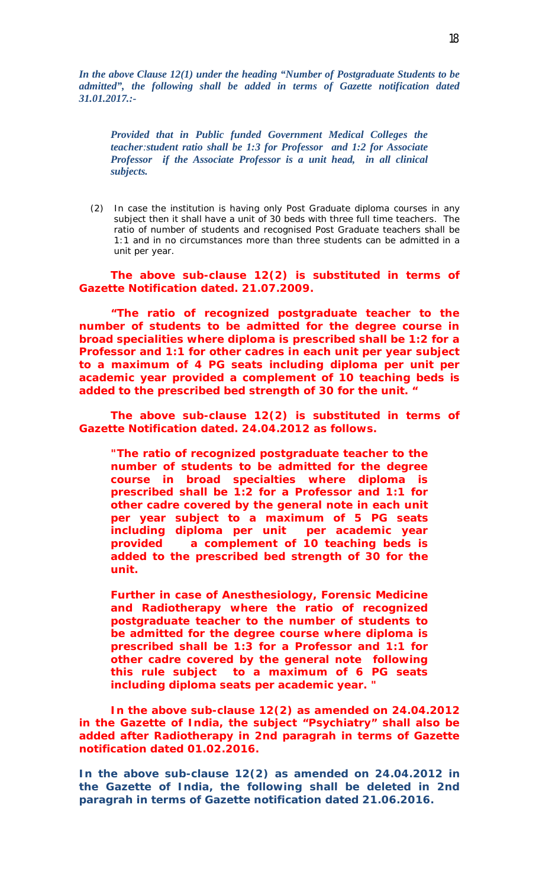***In the above Clause 12(1) under the heading "Number of Postgraduate Students to be admitted", the following shall be added in terms of Gazette notification dated 31.01.2017.:-***

> ***Provided that in Public funded Government Medical Colleges the teacher:student ratio shall be 1:3 for Professor and 1:2 for Associate Professor if the Associate Professor is a unit head, in all clinical subjects.***

(2) In case the institution is having only Post Graduate diploma courses in any subject then it shall have a unit of 30 beds with three full time teachers. The ratio of number of students and recognised Post Graduate teachers shall be 1:1 and in no circumstances more than three students can be admitted in a unit per year.

**The above sub-clause 12(2) is substituted in terms of Gazette Notification dated. 21.07.2009.**

**"The ratio of recognized postgraduate teacher to the number of students to be admitted for the degree course in broad specialities where diploma is prescribed shall be 1:2 for a Professor and 1:1 for other cadres in each unit per year subject to a maximum of 4 PG seats including diploma per unit per academic year provided a complement of 10 teaching beds is added to the prescribed bed strength of 30 for the unit. "**

**The above sub-clause 12(2) is substituted in terms of Gazette Notification dated. 24.04.2012 as follows.**

> **"The ratio of recognized postgraduate teacher to the number of students to be admitted for the degree course in broad specialties where diploma is prescribed shall be 1:2 for a Professor and 1:1 for other cadre covered by the general note in each unit per year subject to a maximum of 5 PG seats including diploma per unit per academic year provided a complement of 10 teaching beds is added to the prescribed bed strength of 30 for the unit.**
>
> **Further in case of Anesthesiology, Forensic Medicine and Radiotherapy where the ratio of recognized postgraduate teacher to the number of students to be admitted for the degree course where diploma is prescribed shall be 1:3 for a Professor and 1:1 for other cadre covered by the general note following this rule subject to a maximum of 6 PG seats including diploma seats per academic year. "**

**In the above sub-clause 12(2) as amended on 24.04.2012 in the Gazette of India, the subject "Psychiatry" shall also be added after Radiotherapy in 2nd paragrah in terms of Gazette notification dated 01.02.2016.**

**In the above sub-clause 12(2) as amended on 24.04.2012 in the Gazette of India, the following shall be deleted in 2nd paragrah in terms of Gazette notification dated 21.06.2016.**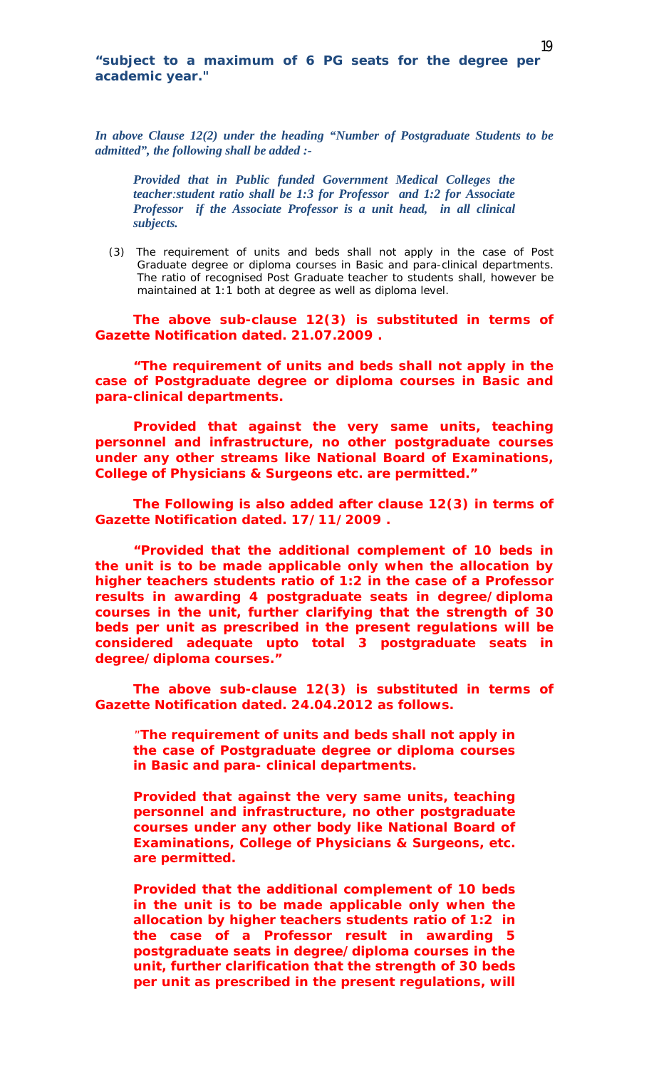**“subject to a maximum of 6 PG seats for the degree per academic year."**

***In above Clause 12(2) under the heading “Number of Postgraduate Students to be admitted”, the following shall be added :-***

> ***Provided that in Public funded Government Medical Colleges the teacher:student ratio shall be 1:3 for Professor and 1:2 for Associate Professor if the Associate Professor is a unit head, in all clinical subjects.***

(3) The requirement of units and beds shall not apply in the case of Post Graduate degree or diploma courses in Basic and para-clinical departments. The ratio of recognised Post Graduate teacher to students shall, however be maintained at 1:1 both at degree as well as diploma level.

**The above sub-clause 12(3) is substituted in terms of Gazette Notification dated. 21.07.2009 .**

**“The requirement of units and beds shall not apply in the case of Postgraduate degree or diploma courses in Basic and para-clinical departments.**

**Provided that against the very same units, teaching personnel and infrastructure, no other postgraduate courses under any other streams like National Board of Examinations, College of Physicians & Surgeons etc. are permitted.”**

**The Following is also added after clause 12(3) in terms of Gazette Notification dated. 17/11/2009 .**

**“Provided that the additional complement of 10 beds in the unit is to be made applicable only when the allocation by higher teachers students ratio of 1:2 in the case of a Professor results in awarding 4 postgraduate seats in degree/diploma courses in the unit, further clarifying that the strength of 30 beds per unit as prescribed in the present regulations will be considered adequate upto total 3 postgraduate seats in degree/diploma courses.”**

**The above sub-clause 12(3) is substituted in terms of Gazette Notification dated. 24.04.2012 as follows.**

> "**The requirement of units and beds shall not apply in the case of Postgraduate degree or diploma courses in Basic and para- clinical departments.**
>
> **Provided that against the very same units, teaching personnel and infrastructure, no other postgraduate courses under any other body like National Board of Examinations, College of Physicians & Surgeons, etc. are permitted.**
>
> **Provided that the additional complement of 10 beds in the unit is to be made applicable only when the allocation by higher teachers students ratio of 1:2 in the case of a Professor result in awarding 5 postgraduate seats in degree/diploma courses in the unit, further clarification that the strength of 30 beds per unit as prescribed in the present regulations, will**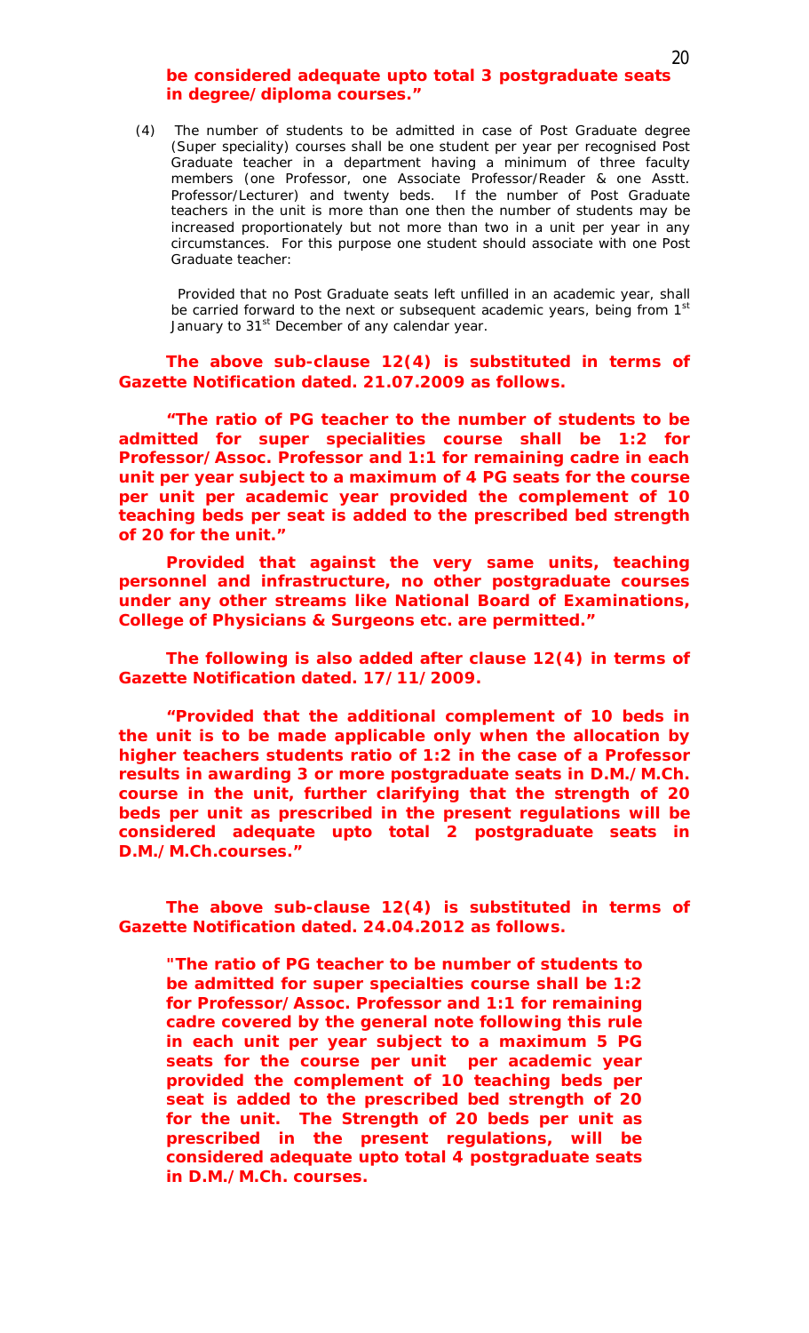**be considered adequate upto total 3 postgraduate seats in degree/diploma courses."**

(4) The number of students to be admitted in case of Post Graduate degree (Super speciality) courses shall be one student per year per recognised Post Graduate teacher in a department having a minimum of three faculty members (one Professor, one Associate Professor/Reader & one Asstt. Professor/Lecturer) and twenty beds. If the number of Post Graduate teachers in the unit is more than one then the number of students may be increased proportionately but not more than two in a unit per year in any circumstances. For this purpose one student should associate with one Post Graduate teacher:

Provided that no Post Graduate seats left unfilled in an academic year, shall be carried forward to the next or subsequent academic years, being from 1st January to 31st December of any calendar year.

**The above sub-clause 12(4) is substituted in terms of Gazette Notification dated. 21.07.2009 as follows.**

**"The ratio of PG teacher to the number of students to be admitted for super specialities course shall be 1:2 for Professor/Assoc. Professor and 1:1 for remaining cadre in each unit per year subject to a maximum of 4 PG seats for the course per unit per academic year provided the complement of 10 teaching beds per seat is added to the prescribed bed strength of 20 for the unit."**

**Provided that against the very same units, teaching personnel and infrastructure, no other postgraduate courses under any other streams like National Board of Examinations, College of Physicians & Surgeons etc. are permitted."**

**The following is also added after clause 12(4) in terms of Gazette Notification dated. 17/11/2009.**

**"Provided that the additional complement of 10 beds in the unit is to be made applicable only when the allocation by higher teachers students ratio of 1:2 in the case of a Professor results in awarding 3 or more postgraduate seats in D.M./M.Ch. course in the unit, further clarifying that the strength of 20 beds per unit as prescribed in the present regulations will be considered adequate upto total 2 postgraduate seats in D.M./M.Ch.courses."**

**The above sub-clause 12(4) is substituted in terms of Gazette Notification dated. 24.04.2012 as follows.**

**"The ratio of PG teacher to be number of students to be admitted for super specialties course shall be 1:2 for Professor/Assoc. Professor and 1:1 for remaining cadre covered by the general note following this rule in each unit per year subject to a maximum 5 PG seats for the course per unit per academic year provided the complement of 10 teaching beds per seat is added to the prescribed bed strength of 20 for the unit. The Strength of 20 beds per unit as prescribed in the present regulations, will be considered adequate upto total 4 postgraduate seats in D.M./M.Ch. courses.**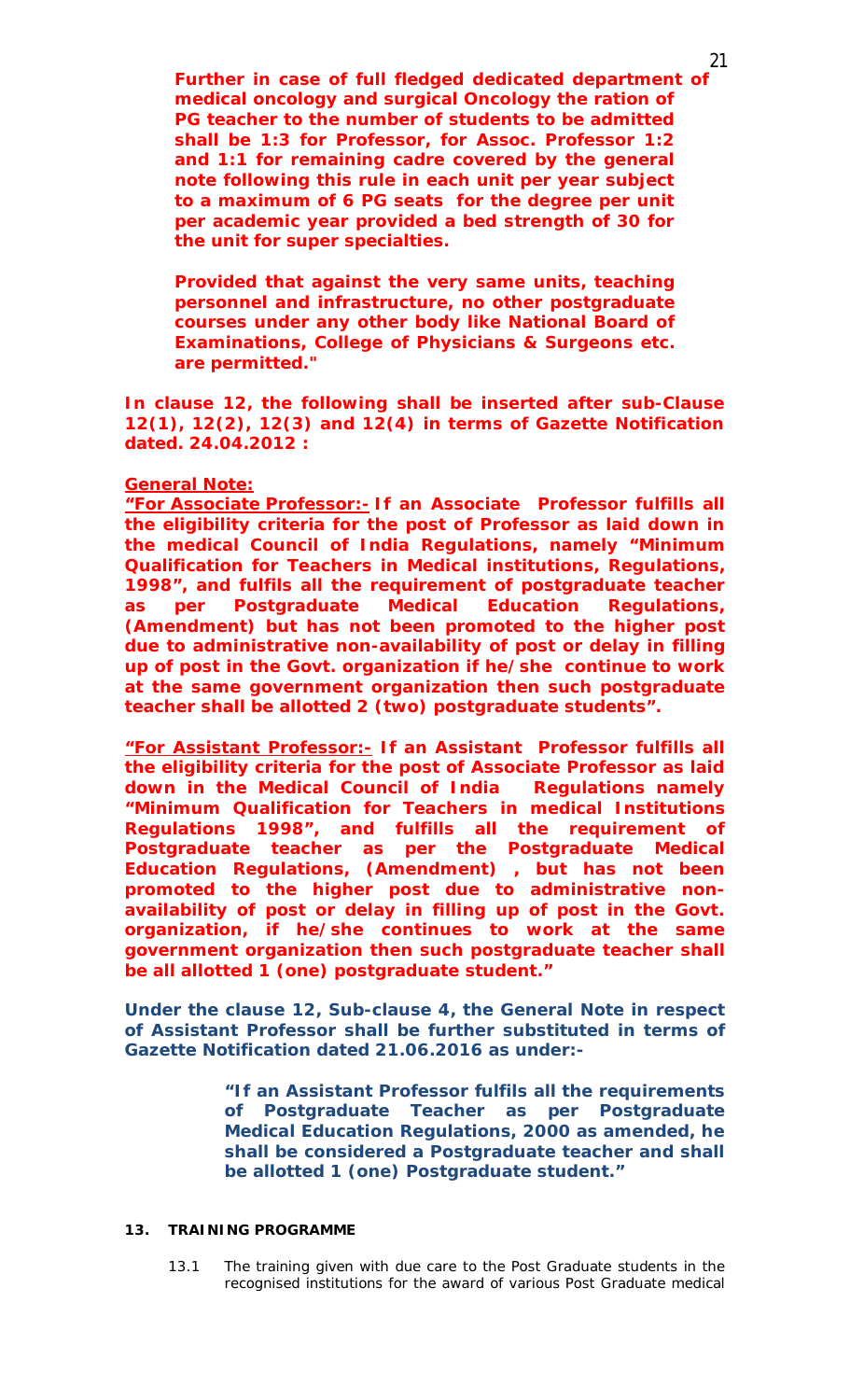**Further in case of full fledged dedicated department of medical oncology and surgical Oncology the ration of PG teacher to the number of students to be admitted shall be 1:3 for Professor, for Assoc. Professor 1:2 and 1:1 for remaining cadre covered by the general note following this rule in each unit per year subject to a maximum of 6 PG seats for the degree per unit per academic year provided a bed strength of 30 for the unit for super specialties.**

**Provided that against the very same units, teaching personnel and infrastructure, no other postgraduate courses under any other body like National Board of Examinations, College of Physicians & Surgeons etc. are permitted."**

**In clause 12, the following shall be inserted after sub-Clause 12(1), 12(2), 12(3) and 12(4) in terms of Gazette Notification dated. 24.04.2012 :**

**General Note:**

**"For Associate Professor:- If an Associate Professor fulfills all the eligibility criteria for the post of Professor as laid down in the medical Council of India Regulations, namely "Minimum Qualification for Teachers in Medical institutions, Regulations, 1998", and fulfils all the requirement of postgraduate teacher as per Postgraduate Medical Education Regulations, (Amendment) but has not been promoted to the higher post due to administrative non-availability of post or delay in filling up of post in the Govt. organization if he/she continue to work at the same government organization then such postgraduate teacher shall be allotted 2 (two) postgraduate students".**

**"For Assistant Professor:- If an Assistant Professor fulfills all the eligibility criteria for the post of Associate Professor as laid down in the Medical Council of India Regulations namely "Minimum Qualification for Teachers in medical Institutions Regulations 1998", and fulfills all the requirement of Postgraduate teacher as per the Postgraduate Medical Education Regulations, (Amendment) , but has not been promoted to the higher post due to administrative non-availability of post or delay in filling up of post in the Govt. organization, if he/she continues to work at the same government organization then such postgraduate teacher shall be all allotted 1 (one) postgraduate student."**

**Under the clause 12, Sub-clause 4, the General Note in respect of Assistant Professor shall be further substituted in terms of Gazette Notification dated 21.06.2016 as under:-**

> **"If an Assistant Professor fulfils all the requirements of Postgraduate Teacher as per Postgraduate Medical Education Regulations, 2000 as amended, he shall be considered a Postgraduate teacher and shall be allotted 1 (one) Postgraduate student."**

**13. TRAINING PROGRAMME**

13.1 The training given with due care to the Post Graduate students in the recognised institutions for the award of various Post Graduate medical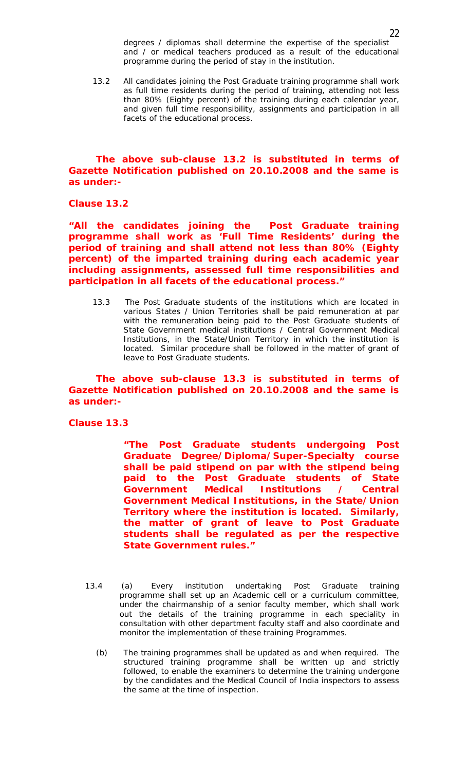degrees / diplomas shall determine the expertise of the specialist and / or medical teachers produced as a result of the educational programme during the period of stay in the institution.

13.2 All candidates joining the Post Graduate training programme shall work as full time residents during the period of training, attending not less than 80% (Eighty percent) of the training during each calendar year, and given full time responsibility, assignments and participation in all facets of the educational process.

**The above sub-clause 13.2 is substituted in terms of Gazette Notification published on 20.10.2008 and the same is as under:-**

**Clause 13.2**

**"All the candidates joining the Post Graduate training programme shall work as 'Full Time Residents' during the period of training and shall attend not less than 80% (Eighty percent) of the imparted training during each academic year including assignments, assessed full time responsibilities and participation in all facets of the educational process."**

13.3 The Post Graduate students of the institutions which are located in various States / Union Territories shall be paid remuneration at par with the remuneration being paid to the Post Graduate students of State Government medical institutions / Central Government Medical Institutions, in the State/Union Territory in which the institution is located. Similar procedure shall be followed in the matter of grant of leave to Post Graduate students.

**The above sub-clause 13.3 is substituted in terms of Gazette Notification published on 20.10.2008 and the same is as under:-**

**Clause 13.3**

**"The Post Graduate students undergoing Post Graduate Degree/Diploma/Super-Specialty course shall be paid stipend on par with the stipend being paid to the Post Graduate students of State Government Medical Institutions / Central Government Medical Institutions, in the State/Union Territory where the institution is located. Similarly, the matter of grant of leave to Post Graduate students shall be regulated as per the respective State Government rules."**

13.4 (a) Every institution undertaking Post Graduate training programme shall set up an Academic cell or a curriculum committee, under the chairmanship of a senior faculty member, which shall work out the details of the training programme in each speciality in consultation with other department faculty staff and also coordinate and monitor the implementation of these training Programmes.

(b) The training programmes shall be updated as and when required. The structured training programme shall be written up and strictly followed, to enable the examiners to determine the training undergone by the candidates and the Medical Council of India inspectors to assess the same at the time of inspection.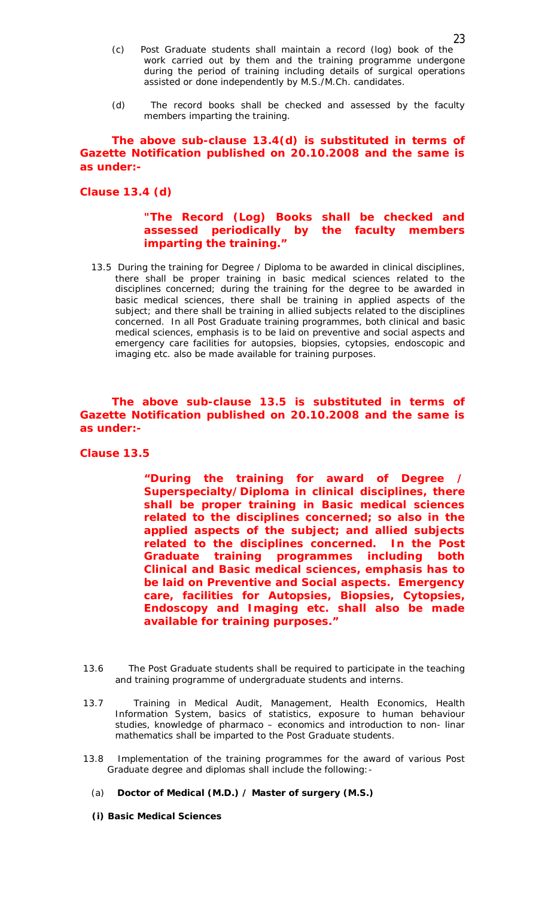(c) Post Graduate students shall maintain a record (log) book of the work carried out by them and the training programme undergone during the period of training including details of surgical operations assisted or done independently by M.S./M.Ch. candidates.

(d) The record books shall be checked and assessed by the faculty members imparting the training.

**The above sub-clause 13.4(d) is substituted in terms of Gazette Notification published on 20.10.2008 and the same is as under:-**

**Clause 13.4 (d)**

> **"The Record (Log) Books shall be checked and assessed periodically by the faculty members imparting the training."**

13.5 During the training for Degree / Diploma to be awarded in clinical disciplines, there shall be proper training in basic medical sciences related to the disciplines concerned; during the training for the degree to be awarded in basic medical sciences, there shall be training in applied aspects of the subject; and there shall be training in allied subjects related to the disciplines concerned. In all Post Graduate training programmes, both clinical and basic medical sciences, emphasis is to be laid on preventive and social aspects and emergency care facilities for autopsies, biopsies, cytopsies, endoscopic and imaging etc. also be made available for training purposes.

**The above sub-clause 13.5 is substituted in terms of Gazette Notification published on 20.10.2008 and the same is as under:-**

**Clause 13.5**

> **"During the training for award of Degree / Superspecialty/Diploma in clinical disciplines, there shall be proper training in Basic medical sciences related to the disciplines concerned; so also in the applied aspects of the subject; and allied subjects related to the disciplines concerned. In the Post Graduate training programmes including both Clinical and Basic medical sciences, emphasis has to be laid on Preventive and Social aspects. Emergency care, facilities for Autopsies, Biopsies, Cytopsies, Endoscopy and Imaging etc. shall also be made available for training purposes."**

13.6 The Post Graduate students shall be required to participate in the teaching and training programme of undergraduate students and interns.

13.7 Training in Medical Audit, Management, Health Economics, Health Information System, basics of statistics, exposure to human behaviour studies, knowledge of pharmaco – economics and introduction to non- linar mathematics shall be imparted to the Post Graduate students.

13.8 Implementation of the training programmes for the award of various Post Graduate degree and diplomas shall include the following:-

(a) **Doctor of Medical (M.D.) / Master of surgery (M.S.)**

**(i) Basic Medical Sciences**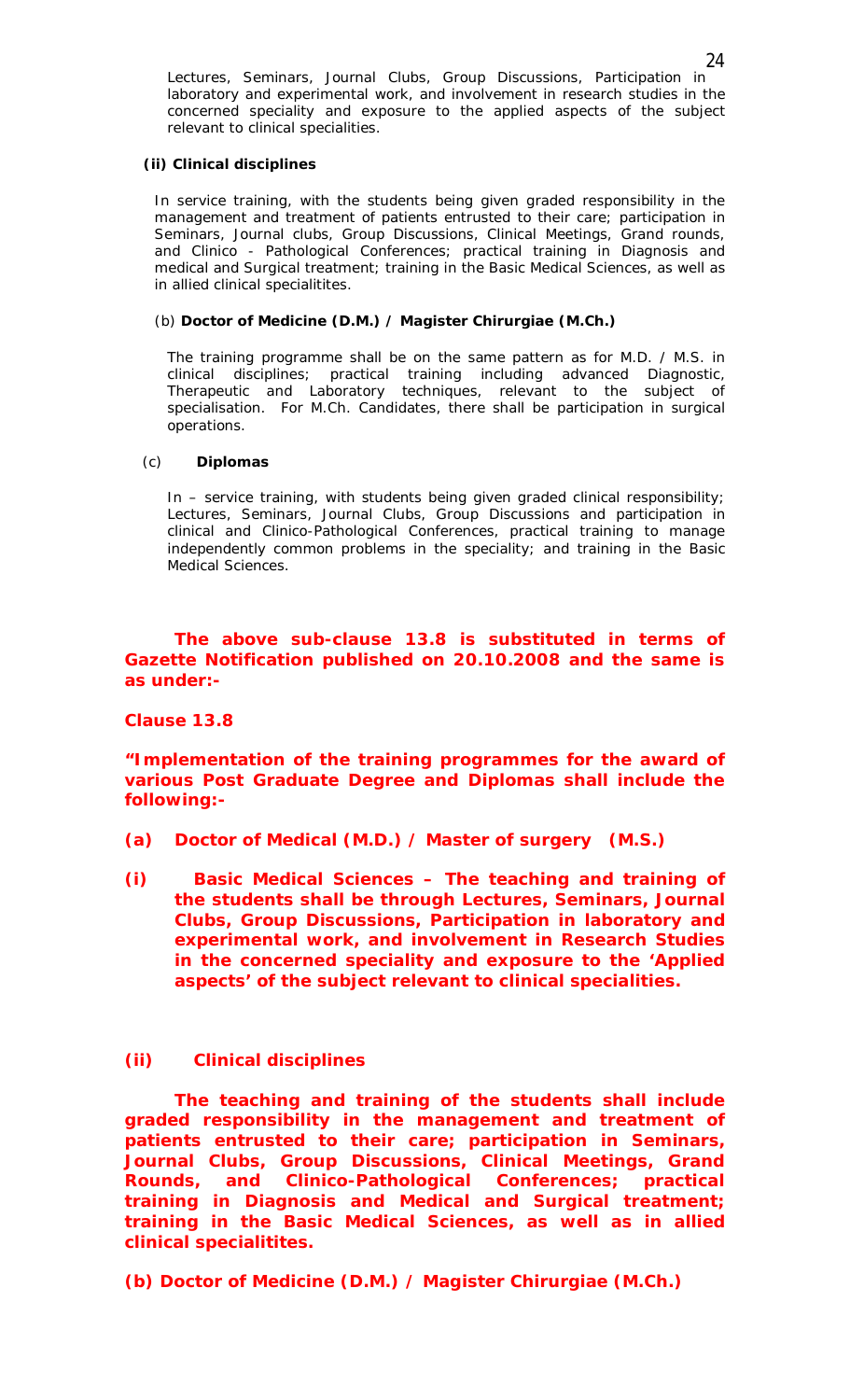Lectures, Seminars, Journal Clubs, Group Discussions, Participation in laboratory and experimental work, and involvement in research studies in the concerned speciality and exposure to the applied aspects of the subject relevant to clinical specialities.

**(ii) Clinical disciplines**

In service training, with the students being given graded responsibility in the management and treatment of patients entrusted to their care; participation in Seminars, Journal clubs, Group Discussions, Clinical Meetings, Grand rounds, and Clinico - Pathological Conferences; practical training in Diagnosis and medical and Surgical treatment; training in the Basic Medical Sciences, as well as in allied clinical specialitites.

(b) **Doctor of Medicine (D.M.) / Magister Chirurgiae (M.Ch.)**

The training programme shall be on the same pattern as for M.D. / M.S. in clinical disciplines; practical training including advanced Diagnostic, Therapeutic and Laboratory techniques, relevant to the subject of specialisation. For M.Ch. Candidates, there shall be participation in surgical operations.

(c) **Diplomas**

In – service training, with students being given graded clinical responsibility; Lectures, Seminars, Journal Clubs, Group Discussions and participation in clinical and Clinico-Pathological Conferences, practical training to manage independently common problems in the speciality; and training in the Basic Medical Sciences.

**The above sub-clause 13.8 is substituted in terms of Gazette Notification published on 20.10.2008 and the same is as under:-**

**Clause 13.8**

**"Implementation of the training programmes for the award of various Post Graduate Degree and Diplomas shall include the following:-**

**(a) Doctor of Medical (M.D.) / Master of surgery (M.S.)**

**(i) Basic Medical Sciences – The teaching and training of the students shall be through Lectures, Seminars, Journal Clubs, Group Discussions, Participation in laboratory and experimental work, and involvement in Research Studies in the concerned speciality and exposure to the 'Applied aspects' of the subject relevant to clinical specialities.**

**(ii) Clinical disciplines**

**The teaching and training of the students shall include graded responsibility in the management and treatment of patients entrusted to their care; participation in Seminars, Journal Clubs, Group Discussions, Clinical Meetings, Grand Rounds, and Clinico-Pathological Conferences; practical training in Diagnosis and Medical and Surgical treatment; training in the Basic Medical Sciences, as well as in allied clinical specialitites.**

**(b) Doctor of Medicine (D.M.) / Magister Chirurgiae (M.Ch.)**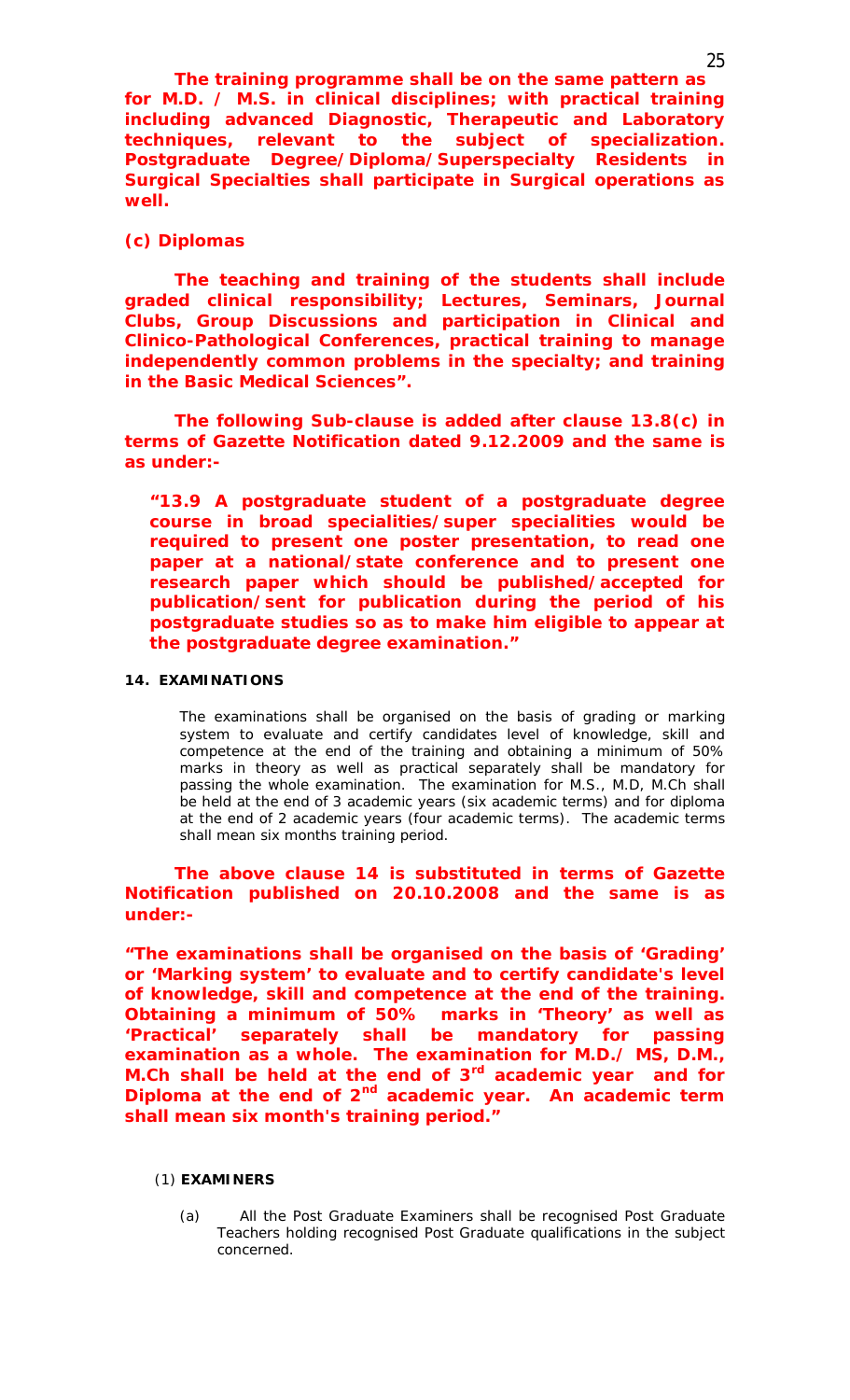**The training programme shall be on the same pattern as for M.D. / M.S. in clinical disciplines; with practical training including advanced Diagnostic, Therapeutic and Laboratory techniques, relevant to the subject of specialization. Postgraduate Degree/Diploma/Superspecialty Residents in Surgical Specialties shall participate in Surgical operations as well.**

**(c) Diplomas**

**The teaching and training of the students shall include graded clinical responsibility; Lectures, Seminars, Journal Clubs, Group Discussions and participation in Clinical and Clinico-Pathological Conferences, practical training to manage independently common problems in the specialty; and training in the Basic Medical Sciences".**

**The following Sub-clause is added after clause 13.8(c) in terms of Gazette Notification dated 9.12.2009 and the same is as under:-**

> **"13.9 A postgraduate student of a postgraduate degree course in broad specialities/super specialities would be required to present one poster presentation, to read one paper at a national/state conference and to present one research paper which should be published/accepted for publication/sent for publication during the period of his postgraduate studies so as to make him eligible to appear at the postgraduate degree examination."**

**14. EXAMINATIONS**

The examinations shall be organised on the basis of grading or marking system to evaluate and certify candidates level of knowledge, skill and competence at the end of the training and obtaining a minimum of 50% marks in theory as well as practical separately shall be mandatory for passing the whole examination. The examination for M.S., M.D, M.Ch shall be held at the end of 3 academic years (six academic terms) and for diploma at the end of 2 academic years (four academic terms). The academic terms shall mean six months training period.

**The above clause 14 is substituted in terms of Gazette Notification published on 20.10.2008 and the same is as under:-**

**"The examinations shall be organised on the basis of 'Grading' or 'Marking system' to evaluate and to certify candidate's level of knowledge, skill and competence at the end of the training. Obtaining a minimum of 50% marks in 'Theory' as well as 'Practical' separately shall be mandatory for passing examination as a whole. The examination for M.D./ MS, D.M., M.Ch shall be held at the end of 3rd academic year and for Diploma at the end of 2nd academic year. An academic term shall mean six month's training period."**

(1) **EXAMINERS**

(a) All the Post Graduate Examiners shall be recognised Post Graduate Teachers holding recognised Post Graduate qualifications in the subject concerned.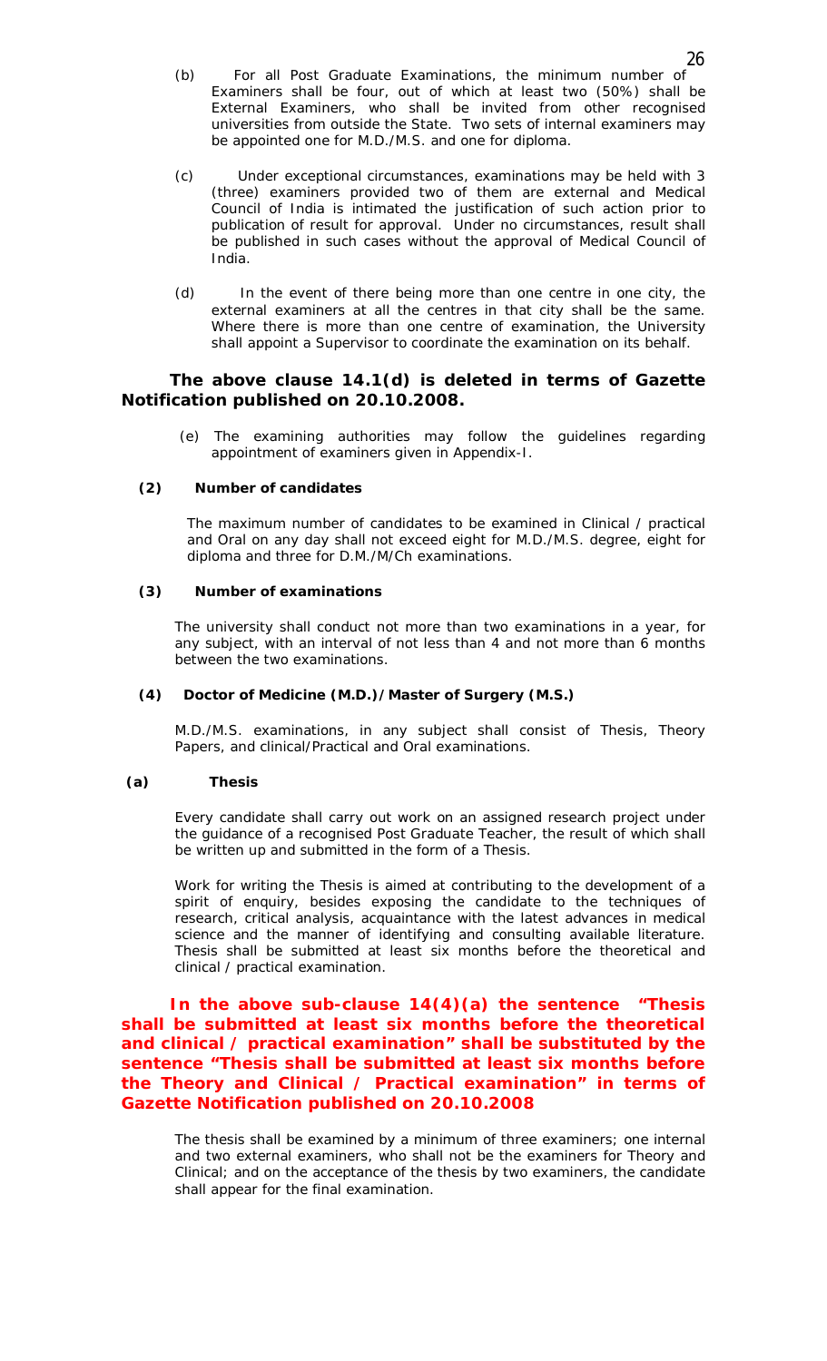(b) For all Post Graduate Examinations, the minimum number of Examiners shall be four, out of which at least two (50%) shall be External Examiners, who shall be invited from other recognised universities from outside the State. Two sets of internal examiners may be appointed one for M.D./M.S. and one for diploma.

(c) Under exceptional circumstances, examinations may be held with 3 (three) examiners provided two of them are external and Medical Council of India is intimated the justification of such action prior to publication of result for approval. Under no circumstances, result shall be published in such cases without the approval of Medical Council of India.

(d) In the event of there being more than one centre in one city, the external examiners at all the centres in that city shall be the same. Where there is more than one centre of examination, the University shall appoint a Supervisor to coordinate the examination on its behalf.

**The above clause 14.1(d) is deleted in terms of Gazette Notification published on 20.10.2008.**

(e) The examining authorities may follow the guidelines regarding appointment of examiners given in Appendix-I.

**(2) Number of candidates**

The maximum number of candidates to be examined in Clinical / practical and Oral on any day shall not exceed eight for M.D./M.S. degree, eight for diploma and three for D.M./M/Ch examinations.

**(3) Number of examinations**

The university shall conduct not more than two examinations in a year, for any subject, with an interval of not less than 4 and not more than 6 months between the two examinations.

**(4) Doctor of Medicine (M.D.)/Master of Surgery (M.S.)**

M.D./M.S. examinations, in any subject shall consist of Thesis, Theory Papers, and clinical/Practical and Oral examinations.

**(a) Thesis**

Every candidate shall carry out work on an assigned research project under the guidance of a recognised Post Graduate Teacher, the result of which shall be written up and submitted in the form of a Thesis.

Work for writing the Thesis is aimed at contributing to the development of a spirit of enquiry, besides exposing the candidate to the techniques of research, critical analysis, acquaintance with the latest advances in medical science and the manner of identifying and consulting available literature. Thesis shall be submitted at least six months before the theoretical and clinical / practical examination.

**In the above sub-clause 14(4)(a) the sentence "Thesis shall be submitted at least six months before the theoretical and clinical / practical examination" shall be substituted by the sentence "Thesis shall be submitted at least six months before the Theory and Clinical / Practical examination" in terms of Gazette Notification published on 20.10.2008**

The thesis shall be examined by a minimum of three examiners; one internal and two external examiners, who shall not be the examiners for Theory and Clinical; and on the acceptance of the thesis by two examiners, the candidate shall appear for the final examination.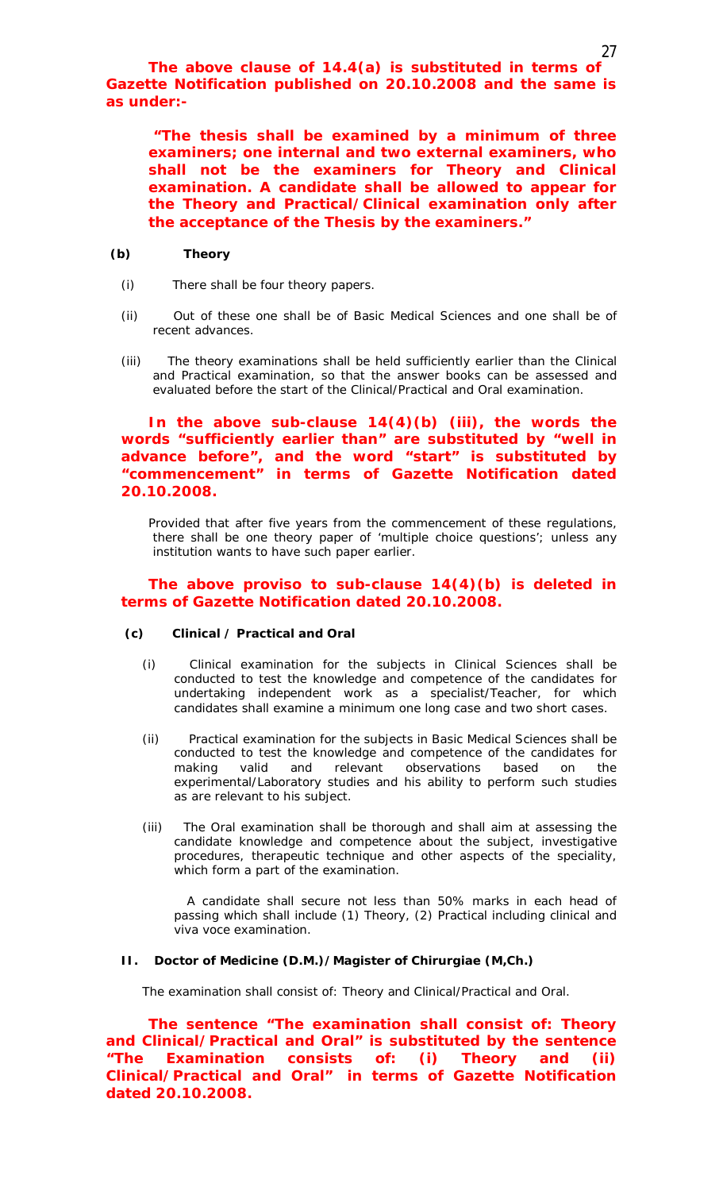**The above clause of 14.4(a) is substituted in terms of Gazette Notification published on 20.10.2008 and the same is as under:-**

> **"The thesis shall be examined by a minimum of three examiners; one internal and two external examiners, who shall not be the examiners for Theory and Clinical examination. A candidate shall be allowed to appear for the Theory and Practical/Clinical examination only after the acceptance of the Thesis by the examiners."**

**(b) Theory**

(i) There shall be four theory papers.

(ii) Out of these one shall be of Basic Medical Sciences and one shall be of recent advances.

(iii) The theory examinations shall be held sufficiently earlier than the Clinical and Practical examination, so that the answer books can be assessed and evaluated before the start of the Clinical/Practical and Oral examination.

**In the above sub-clause 14(4)(b) (iii), the words the words "sufficiently earlier than" are substituted by "well in advance before", and the word "start" is substituted by "commencement" in terms of Gazette Notification dated 20.10.2008.**

Provided that after five years from the commencement of these regulations, there shall be one theory paper of 'multiple choice questions'; unless any institution wants to have such paper earlier.

**The above proviso to sub-clause 14(4)(b) is deleted in terms of Gazette Notification dated 20.10.2008.**

**(c) Clinical / Practical and Oral**

(i) Clinical examination for the subjects in Clinical Sciences shall be conducted to test the knowledge and competence of the candidates for undertaking independent work as a specialist/Teacher, for which candidates shall examine a minimum one long case and two short cases.

(ii) Practical examination for the subjects in Basic Medical Sciences shall be conducted to test the knowledge and competence of the candidates for making valid and relevant observations based on the experimental/Laboratory studies and his ability to perform such studies as are relevant to his subject.

(iii) The Oral examination shall be thorough and shall aim at assessing the candidate knowledge and competence about the subject, investigative procedures, therapeutic technique and other aspects of the speciality, which form a part of the examination.

A candidate shall secure not less than 50% marks in each head of passing which shall include (1) Theory, (2) Practical including clinical and viva voce examination.

**II. Doctor of Medicine (D.M.)/Magister of Chirurgiae (M,Ch.)**

The examination shall consist of: Theory and Clinical/Practical and Oral.

**The sentence "The examination shall consist of: Theory and Clinical/Practical and Oral" is substituted by the sentence "The Examination consists of: (i) Theory and (ii) Clinical/Practical and Oral" in terms of Gazette Notification dated 20.10.2008.**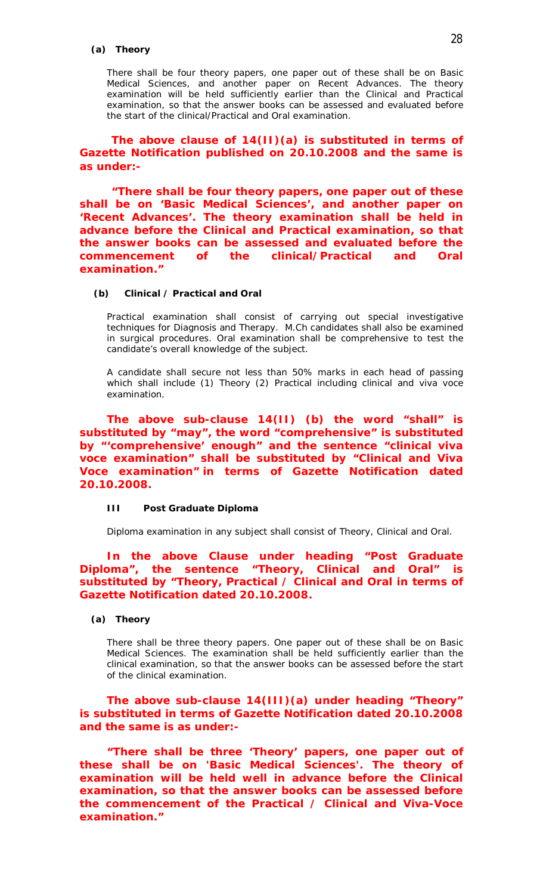**(a) Theory**

There shall be four theory papers, one paper out of these shall be on Basic Medical Sciences, and another paper on Recent Advances. The theory examination will be held sufficiently earlier than the Clinical and Practical examination, so that the answer books can be assessed and evaluated before the start of the clinical/Practical and Oral examination.

**The above clause of 14(II)(a) is substituted in terms of Gazette Notification published on 20.10.2008 and the same is as under:-**

**"There shall be four theory papers, one paper out of these shall be on 'Basic Medical Sciences', and another paper on 'Recent Advances'. The theory examination shall be held in advance before the Clinical and Practical examination, so that the answer books can be assessed and evaluated before the commencement of the clinical/Practical and Oral examination."**

**(b) Clinical / Practical and Oral**

Practical examination shall consist of carrying out special investigative techniques for Diagnosis and Therapy. M.Ch candidates shall also be examined in surgical procedures. Oral examination shall be comprehensive to test the candidate's overall knowledge of the subject.

A candidate shall secure not less than 50% marks in each head of passing which shall include (1) Theory (2) Practical including clinical and viva voce examination.

**The above sub-clause 14(II) (b) the word "shall" is substituted by "may", the word "comprehensive" is substituted by "'comprehensive' enough" and the sentence "clinical viva voce examination" shall be substituted by "Clinical and Viva Voce examination" in terms of Gazette Notification dated 20.10.2008.**

**III Post Graduate Diploma**

Diploma examination in any subject shall consist of Theory, Clinical and Oral.

**In the above Clause under heading "Post Graduate Diploma", the sentence "Theory, Clinical and Oral" is substituted by "Theory, Practical / Clinical and Oral in terms of Gazette Notification dated 20.10.2008.**

**(a) Theory**

There shall be three theory papers. One paper out of these shall be on Basic Medical Sciences. The examination shall be held sufficiently earlier than the clinical examination, so that the answer books can be assessed before the start of the clinical examination.

**The above sub-clause 14(III)(a) under heading "Theory" is substituted in terms of Gazette Notification dated 20.10.2008 and the same is as under:-**

**"There shall be three 'Theory' papers, one paper out of these shall be on 'Basic Medical Sciences'. The theory of examination will be held well in advance before the Clinical examination, so that the answer books can be assessed before the commencement of the Practical / Clinical and Viva-Voce examination."**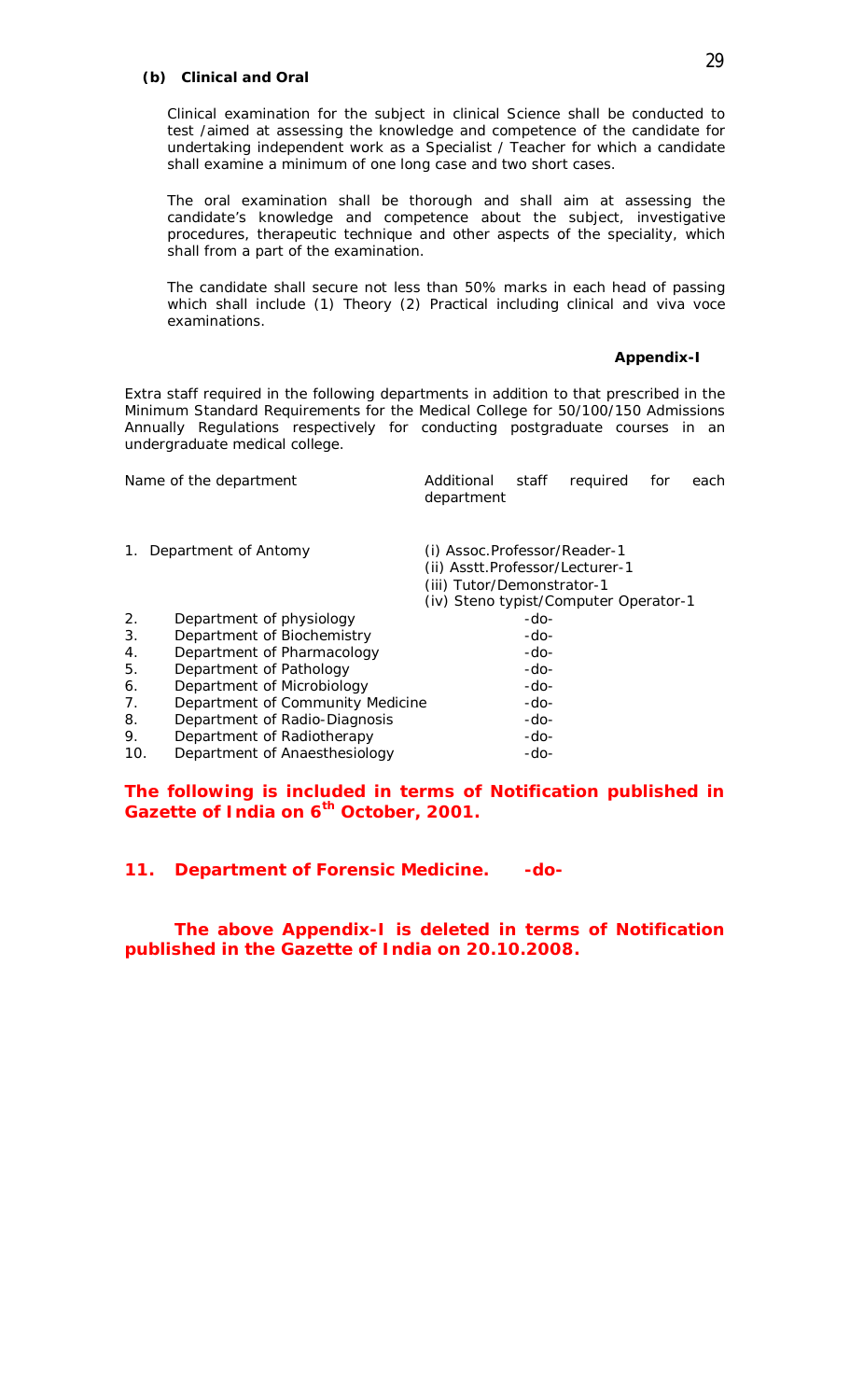**(b) Clinical and Oral**

Clinical examination for the subject in clinical Science shall be conducted to test /aimed at assessing the knowledge and competence of the candidate for undertaking independent work as a Specialist / Teacher for which a candidate shall examine a minimum of one long case and two short cases.

The oral examination shall be thorough and shall aim at assessing the candidate's knowledge and competence about the subject, investigative procedures, therapeutic technique and other aspects of the speciality, which shall from a part of the examination.

The candidate shall secure not less than 50% marks in each head of passing which shall include (1) Theory (2) Practical including clinical and viva voce examinations.

**Appendix-I**

Extra staff required in the following departments in addition to that prescribed in the Minimum Standard Requirements for the Medical College for 50/100/150 Admissions Annually Regulations respectively for conducting postgraduate courses in an undergraduate medical college.

| Name of the department | Additional staff required for each department |
|---|---|
| 1. Department of Antomy | (i) Assoc.Professor/Reader-1<br>(ii) Asstt.Professor/Lecturer-1<br>(iii) Tutor/Demonstrator-1<br>(iv) Steno typist/Computer Operator-1 |
| 2. Department of physiology | -do- |
| 3. Department of Biochemistry | -do- |
| 4. Department of Pharmacology | -do- |
| 5. Department of Pathology | -do- |
| 6. Department of Microbiology | -do- |
| 7. Department of Community Medicine | -do- |
| 8. Department of Radio-Diagnosis | -do- |
| 9. Department of Radiotherapy | -do- |
| 10. Department of Anaesthesiology | -do- |

**The following is included in terms of Notification published in Gazette of India on 6th October, 2001.**

**11. Department of Forensic Medicine. -do-**

**The above Appendix-I is deleted in terms of Notification published in the Gazette of India on 20.10.2008.**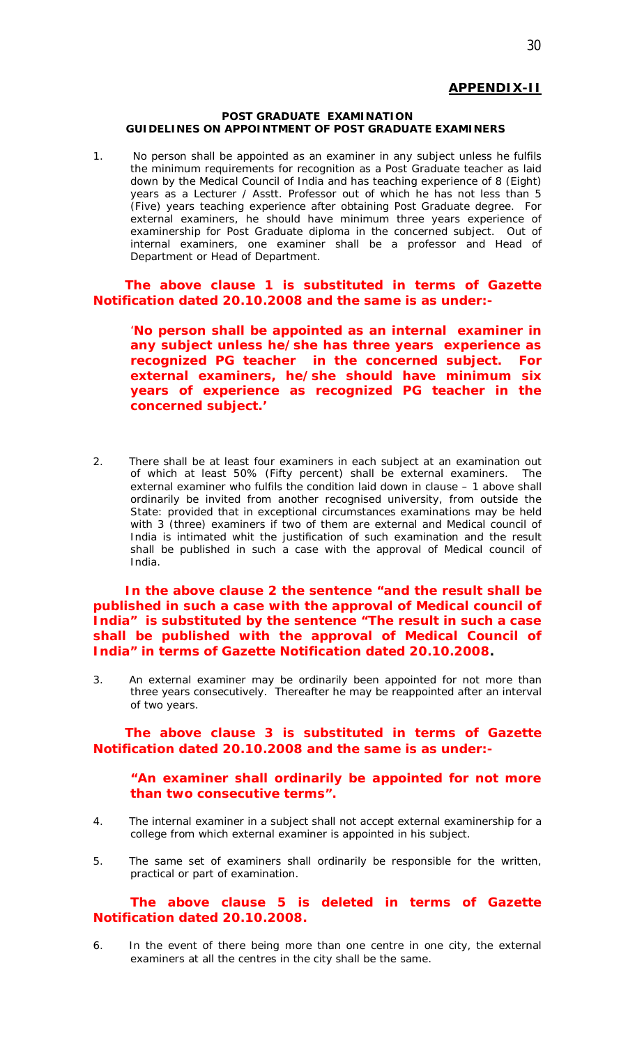## APPENDIX-II

### POST GRADUATE EXAMINATION
### GUIDELINES ON APPOINTMENT OF POST GRADUATE EXAMINERS

1. No person shall be appointed as an examiner in any subject unless he fulfils the minimum requirements for recognition as a Post Graduate teacher as laid down by the Medical Council of India and has teaching experience of 8 (Eight) years as a Lecturer / Asstt. Professor out of which he has not less than 5 (Five) years teaching experience after obtaining Post Graduate degree. For external examiners, he should have minimum three years experience of examinership for Post Graduate diploma in the concerned subject. Out of internal examiners, one examiner shall be a professor and Head of Department or Head of Department.

**The above clause 1 is substituted in terms of Gazette Notification dated 20.10.2008 and the same is as under:-**

> **'No person shall be appointed as an internal examiner in any subject unless he/she has three years experience as recognized PG teacher in the concerned subject. For external examiners, he/she should have minimum six years of experience as recognized PG teacher in the concerned subject.'**

2. There shall be at least four examiners in each subject at an examination out of which at least 50% (Fifty percent) shall be external examiners. The external examiner who fulfils the condition laid down in clause – 1 above shall ordinarily be invited from another recognised university, from outside the State: provided that in exceptional circumstances examinations may be held with 3 (three) examiners if two of them are external and Medical council of India is intimated whit the justification of such examination and the result shall be published in such a case with the approval of Medical council of India.

**In the above clause 2 the sentence "and the result shall be published in such a case with the approval of Medical council of India" is substituted by the sentence "The result in such a case shall be published with the approval of Medical Council of India" in terms of Gazette Notification dated 20.10.2008.**

3. An external examiner may be ordinarily been appointed for not more than three years consecutively. Thereafter he may be reappointed after an interval of two years.

**The above clause 3 is substituted in terms of Gazette Notification dated 20.10.2008 and the same is as under:-**

> **"An examiner shall ordinarily be appointed for not more than two consecutive terms".**

4. The internal examiner in a subject shall not accept external examinership for a college from which external examiner is appointed in his subject.

5. The same set of examiners shall ordinarily be responsible for the written, practical or part of examination.

**The above clause 5 is deleted in terms of Gazette Notification dated 20.10.2008.**

6. In the event of there being more than one centre in one city, the external examiners at all the centres in the city shall be the same.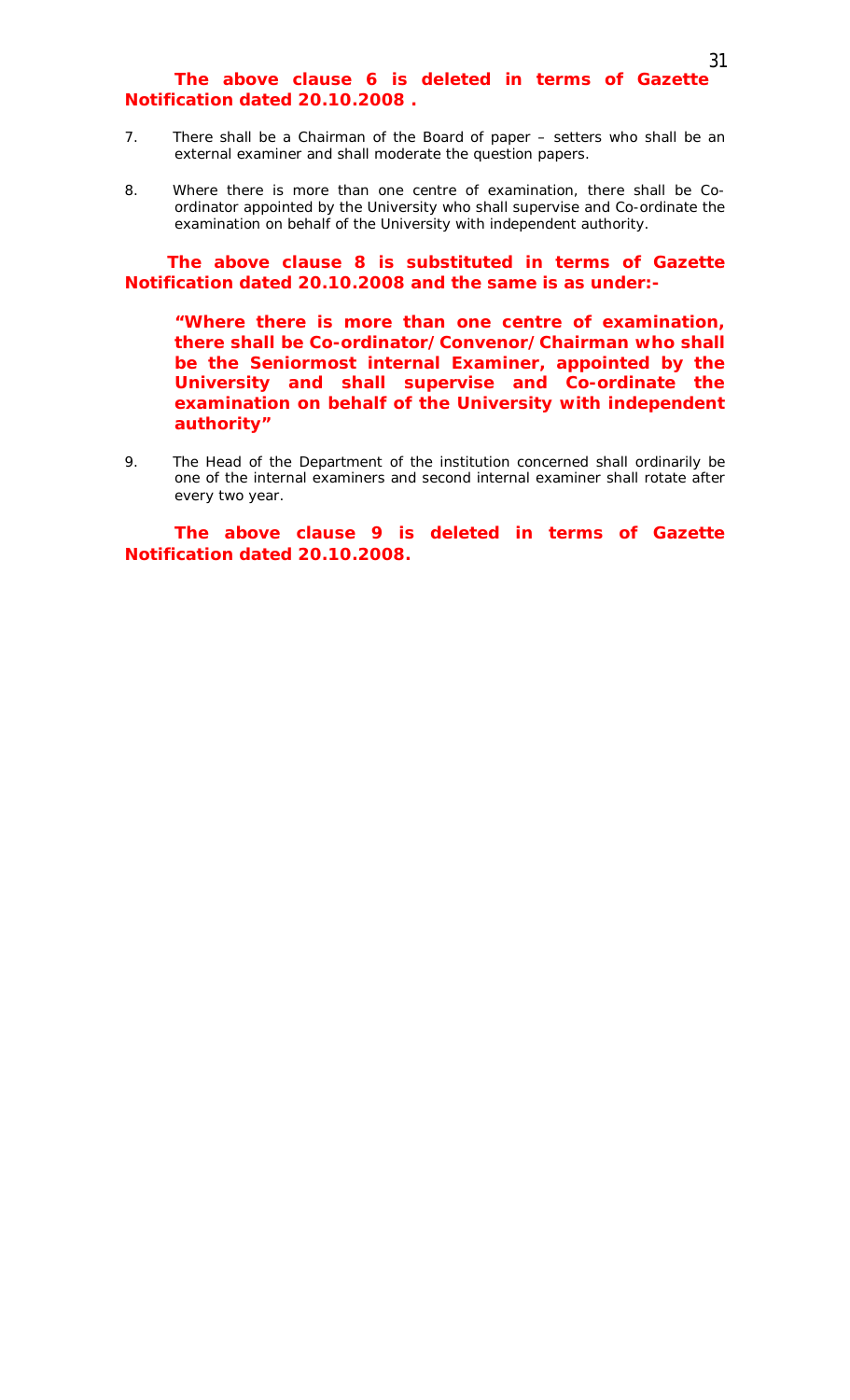**The above clause 6 is deleted in terms of Gazette Notification dated 20.10.2008 .**

7. There shall be a Chairman of the Board of paper – setters who shall be an external examiner and shall moderate the question papers.

8. Where there is more than one centre of examination, there shall be Co-ordinator appointed by the University who shall supervise and Co-ordinate the examination on behalf of the University with independent authority.

**The above clause 8 is substituted in terms of Gazette Notification dated 20.10.2008 and the same is as under:-**

> **"Where there is more than one centre of examination, there shall be Co-ordinator/Convenor/Chairman who shall be the Seniormost internal Examiner, appointed by the University and shall supervise and Co-ordinate the examination on behalf of the University with independent authority"**

9. The Head of the Department of the institution concerned shall ordinarily be one of the internal examiners and second internal examiner shall rotate after every two year.

**The above clause 9 is deleted in terms of Gazette Notification dated 20.10.2008.**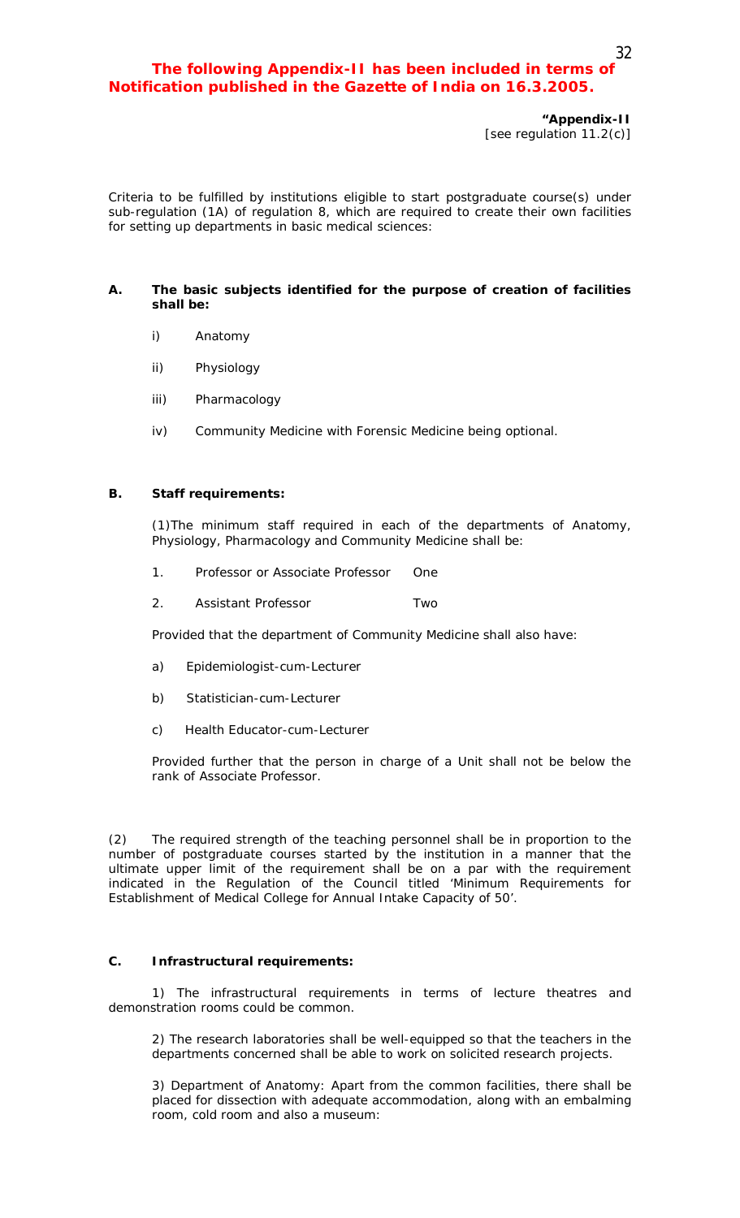**The following Appendix-II has been included in terms of Notification published in the Gazette of India on 16.3.2005.**

**"Appendix-II**
[see regulation 11.2(c)]

Criteria to be fulfilled by institutions eligible to start postgraduate course(s) under sub-regulation (1A) of regulation 8, which are required to create their own facilities for setting up departments in basic medical sciences:

**A. The basic subjects identified for the purpose of creation of facilities shall be:**

i) Anatomy

ii) Physiology

iii) Pharmacology

iv) Community Medicine with Forensic Medicine being optional.

**B. Staff requirements:**

(1)The minimum staff required in each of the departments of Anatomy, Physiology, Pharmacology and Community Medicine shall be:

| | | |
|---|---|---|
| 1. | Professor or Associate Professor | One |
| 2. | Assistant Professor | Two |

Provided that the department of Community Medicine shall also have:

a) Epidemiologist-cum-Lecturer

b) Statistician-cum-Lecturer

c) Health Educator-cum-Lecturer

Provided further that the person in charge of a Unit shall not be below the rank of Associate Professor.

(2) The required strength of the teaching personnel shall be in proportion to the number of postgraduate courses started by the institution in a manner that the ultimate upper limit of the requirement shall be on a par with the requirement indicated in the Regulation of the Council titled 'Minimum Requirements for Establishment of Medical College for Annual Intake Capacity of 50'.

**C. Infrastructural requirements:**

1) The infrastructural requirements in terms of lecture theatres and demonstration rooms could be common.

2) The research laboratories shall be well-equipped so that the teachers in the departments concerned shall be able to work on solicited research projects.

3) Department of Anatomy: Apart from the common facilities, there shall be placed for dissection with adequate accommodation, along with an embalming room, cold room and also a museum: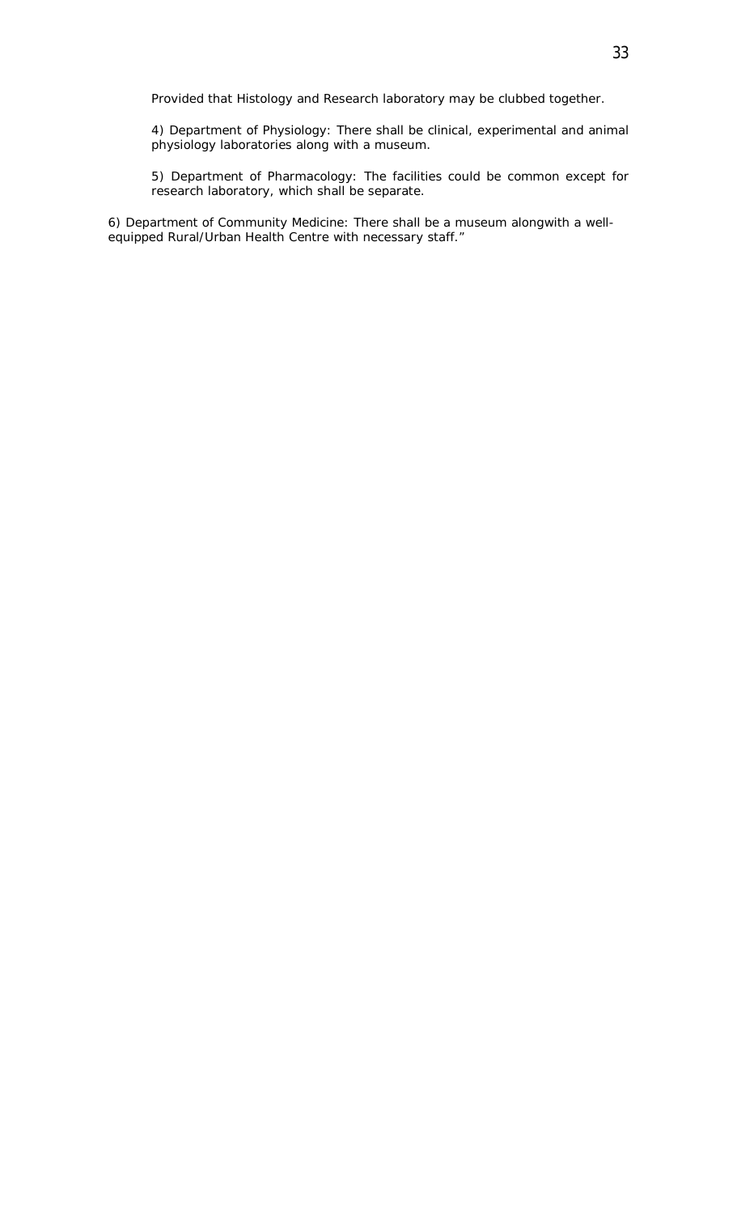Provided that Histology and Research laboratory may be clubbed together.

4) Department of Physiology: There shall be clinical, experimental and animal physiology laboratories along with a museum.

5) Department of Pharmacology: The facilities could be common except for research laboratory, which shall be separate.

6) Department of Community Medicine: There shall be a museum alongwith a well-equipped Rural/Urban Health Centre with necessary staff."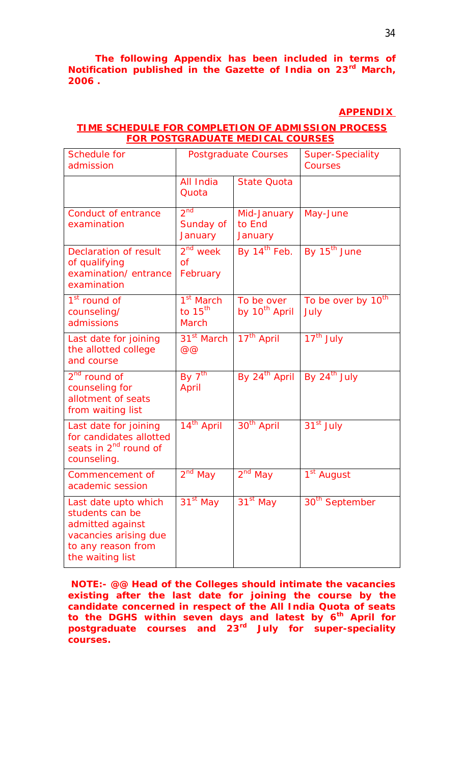**The following Appendix has been included in terms of Notification published in the Gazette of India on 23rd March, 2006 .**

**APPENDIX**

**TIME SCHEDULE FOR COMPLETION OF ADMISSION PROCESS FOR POSTGRADUATE MEDICAL COURSES**

| Schedule for admission | Postgraduate Courses | | Super-Speciality Courses |
|---|---|---|---|
| | All India Quota | State Quota | |
| Conduct of entrance examination | 2nd Sunday of January | Mid-January to End January | May-June |
| Declaration of result of qualifying examination/ entrance examination | 2nd week of February | By 14th Feb. | By 15th June |
| 1st round of counseling/ admissions | 1st March to 15th March | To be over by 10th April | To be over by 10th July |
| Last date for joining the allotted college and course | 31st March @@ | 17th April | 17th July |
| 2nd round of counseling for allotment of seats from waiting list | By 7th April | By 24th April | By 24th July |
| Last date for joining for candidates allotted seats in 2nd round of counseling. | 14th April | 30th April | 31st July |
| Commencement of academic session | 2nd May | 2nd May | 1st August |
| Last date upto which students can be admitted against vacancies arising due to any reason from the waiting list | 31st May | 31st May | 30th September |

**NOTE:- @@ Head of the Colleges should intimate the vacancies existing after the last date for joining the course by the candidate concerned in respect of the All India Quota of seats to the DGHS within seven days and latest by 6th April for postgraduate courses and 23rd July for super-speciality courses.**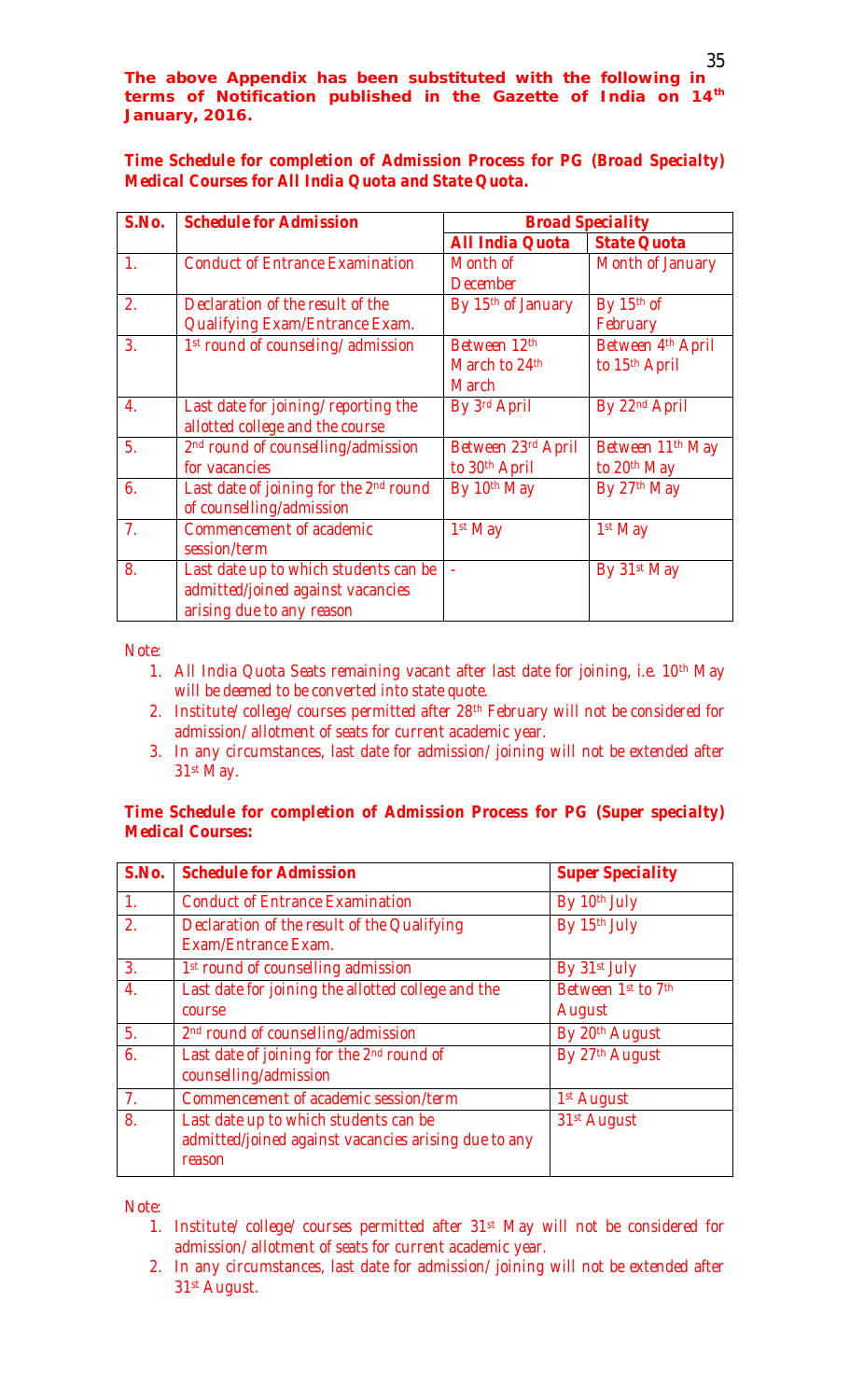**The above Appendix has been substituted with the following in terms of Notification published in the Gazette of India on 14th January, 2016.**

***Time Schedule for completion of Admission Process for PG (Broad Specialty) Medical Courses for All India Quota and State Quota.***

| S.No. | Schedule for Admission | Broad Speciality | |
|---|---|---|---|
| | | **All India Quota** | **State Quota** |
| 1. | Conduct of Entrance Examination | Month of December | Month of January |
| 2. | Declaration of the result of the Qualifying Exam/Entrance Exam. | By 15th of January | By 15th of February |
| 3. | 1st round of counseling/ admission | Between 12th March to 24th March | Between 4th April to 15th April |
| 4. | Last date for joining/ reporting the allotted college and the course | By 3rd April | By 22nd April |
| 5. | 2nd round of counselling/admission for vacancies | Between 23rd April to 30th April | Between 11th May to 20th May |
| 6. | Last date of joining for the 2nd round of counselling/admission | By 10th May | By 27th May |
| 7. | Commencement of academic session/term | 1st May | 1st May |
| 8. | Last date up to which students can be admitted/joined against vacancies arising due to any reason | - | By 31st May |

*Note:*

1. *All India Quota Seats remaining vacant after last date for joining, i.e. 10th May will be deemed to be converted into state quote.*
2. *Institute/ college/ courses permitted after 28th February will not be considered for admission/ allotment of seats for current academic year.*
3. *In any circumstances, last date for admission/ joining will not be extended after 31st May.*

***Time Schedule for completion of Admission Process for PG (Super specialty) Medical Courses:***

| S.No. | Schedule for Admission | Super Speciality |
|---|---|---|
| 1. | Conduct of Entrance Examination | By 10th July |
| 2. | Declaration of the result of the Qualifying Exam/Entrance Exam. | By 15th July |
| 3. | 1st round of counselling admission | By 31st July |
| 4. | Last date for joining the allotted college and the course | Between 1st to 7th August |
| 5. | 2nd round of counselling/admission | By 20th August |
| 6. | Last date of joining for the 2nd round of counselling/admission | By 27th August |
| 7. | Commencement of academic session/term | 1st August |
| 8. | Last date up to which students can be admitted/joined against vacancies arising due to any reason | 31st August |

*Note:*

1. *Institute/ college/ courses permitted after 31st May will not be considered for admission/ allotment of seats for current academic year.*
2. *In any circumstances, last date for admission/ joining will not be extended after 31st August.*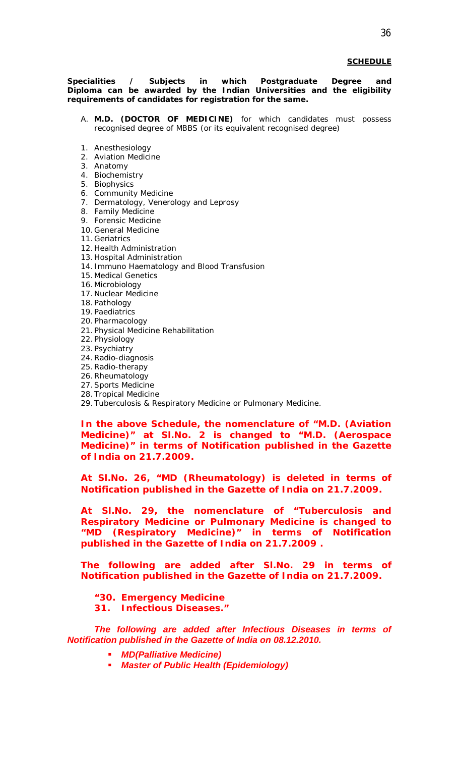**SCHEDULE**

**Specialities / Subjects in which Postgraduate Degree and Diploma can be awarded by the Indian Universities and the eligibility requirements of candidates for registration for the same.**

A. **M.D. (DOCTOR OF MEDICINE)** for which candidates must possess recognised degree of MBBS (or its equivalent recognised degree)

1. Anesthesiology
2. Aviation Medicine
3. Anatomy
4. Biochemistry
5. Biophysics
6. Community Medicine
7. Dermatology, Venerology and Leprosy
8. Family Medicine
9. Forensic Medicine
10. General Medicine
11. Geriatrics
12. Health Administration
13. Hospital Administration
14. Immuno Haematology and Blood Transfusion
15. Medical Genetics
16. Microbiology
17. Nuclear Medicine
18. Pathology
19. Paediatrics
20. Pharmacology
21. Physical Medicine Rehabilitation
22. Physiology
23. Psychiatry
24. Radio-diagnosis
25. Radio-therapy
26. Rheumatology
27. Sports Medicine
28. Tropical Medicine
29. Tuberculosis & Respiratory Medicine or Pulmonary Medicine.

**In the above Schedule, the nomenclature of "M.D. (Aviation Medicine)" at Sl.No. 2 is changed to "M.D. (Aerospace Medicine)" in terms of Notification published in the Gazette of India on 21.7.2009.**

**At Sl.No. 26, "MD (Rheumatology) is deleted in terms of Notification published in the Gazette of India on 21.7.2009.**

**At Sl.No. 29, the nomenclature of "Tuberculosis and Respiratory Medicine or Pulmonary Medicine is changed to "MD (Respiratory Medicine)" in terms of Notification published in the Gazette of India on 21.7.2009 .**

**The following are added after Sl.No. 29 in terms of Notification published in the Gazette of India on 21.7.2009.**

**"30. Emergency Medicine**
**31. Infectious Diseases."**

***The following are added after Infectious Diseases in terms of Notification published in the Gazette of India on 08.12.2010.***

- ***MD(Palliative Medicine)***
- ***Master of Public Health (Epidemiology)***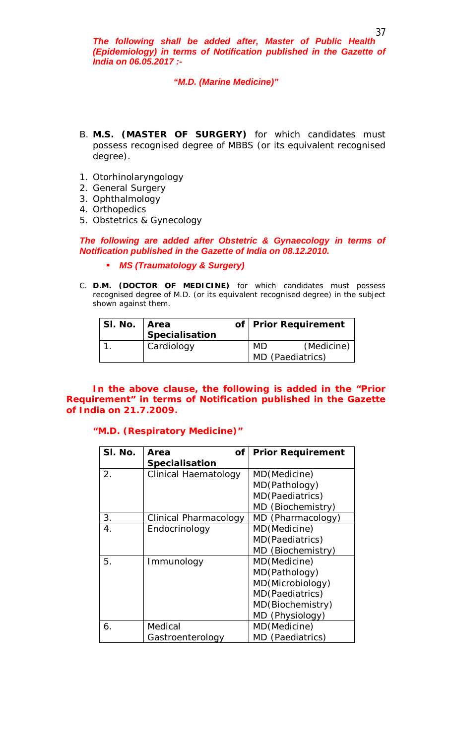***The following shall be added after, Master of Public Health (Epidemiology) in terms of Notification published in the Gazette of India on 06.05.2017 :-***

***"M.D. (Marine Medicine)"***

B. **M.S. (MASTER OF SURGERY)** for which candidates must possess recognised degree of MBBS (or its equivalent recognised degree).

1. Otorhinolaryngology
2. General Surgery
3. Ophthalmology
4. Orthopedics
5. Obstetrics & Gynecology

***The following are added after Obstetric & Gynaecology in terms of Notification published in the Gazette of India on 08.12.2010.***

- ***MS (Traumatology & Surgery)***

C. **D.M. (DOCTOR OF MEDICINE)** for which candidates must possess recognised degree of M.D. (or its equivalent recognised degree) in the subject shown against them.

| Sl. No. | Area of Specialisation | Prior Requirement |
|---|---|---|
| 1. | Cardiology | MD (Medicine) MD (Paediatrics) |

**In the above clause, the following is added in the "Prior Requirement" in terms of Notification published in the Gazette of India on 21.7.2009.**

**"M.D. (Respiratory Medicine)"**

| Sl. No. | Area of Specialisation | Prior Requirement |
|---|---|---|
| 2. | Clinical Haematology | MD(Medicine) MD(Pathology) MD(Paediatrics) MD (Biochemistry) |
| 3. | Clinical Pharmacology | MD (Pharmacology) |
| 4. | Endocrinology | MD(Medicine) MD(Paediatrics) MD (Biochemistry) |
| 5. | Immunology | MD(Medicine) MD(Pathology) MD(Microbiology) MD(Paediatrics) MD(Biochemistry) MD (Physiology) |
| 6. | Medical Gastroenterology | MD(Medicine) MD (Paediatrics) |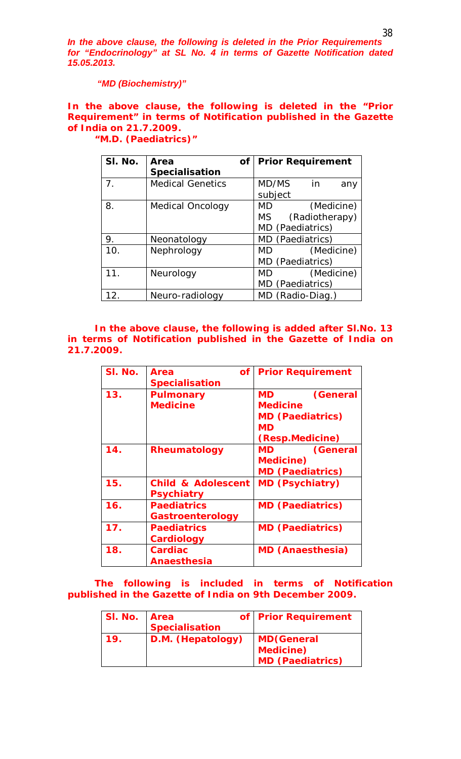***In the above clause, the following is deleted in the Prior Requirements for "Endocrinology" at SL No. 4 in terms of Gazette Notification dated 15.05.2013.***

***"MD (Biochemistry)"***

**In the above clause, the following is deleted in the "Prior Requirement" in terms of Notification published in the Gazette of India on 21.7.2009.**

**"M.D. (Paediatrics)"**

| Sl. No. | Area of Specialisation | Prior Requirement |
|---|---|---|
| 7. | Medical Genetics | MD/MS in any subject |
| 8. | Medical Oncology | MD (Medicine)<br>MS (Radiotherapy)<br>MD (Paediatrics) |
| 9. | Neonatology | MD (Paediatrics) |
| 10. | Nephrology | MD (Medicine)<br>MD (Paediatrics) |
| 11. | Neurology | MD (Medicine)<br>MD (Paediatrics) |
| 12. | Neuro-radiology | MD (Radio-Diag.) |

**In the above clause, the following is added after Sl.No. 13 in terms of Notification published in the Gazette of India on 21.7.2009.**

| Sl. No. | Area of Specialisation | Prior Requirement |
|---|---|---|
| **13.** | **Pulmonary Medicine** | **MD (General Medicine**<br>**MD (Paediatrics)**<br>**MD (Resp.Medicine)** |
| **14.** | **Rheumatology** | **MD (General Medicine)**<br>**MD (Paediatrics)** |
| **15.** | **Child & Adolescent Psychiatry** | **MD (Psychiatry)** |
| **16.** | **Paediatrics Gastroenterology** | **MD (Paediatrics)** |
| **17.** | **Paediatrics Cardiology** | **MD (Paediatrics)** |
| **18.** | **Cardiac Anaesthesia** | **MD (Anaesthesia)** |

**The following is included in terms of Notification published in the Gazette of India on 9th December 2009.**

| Sl. No. | Area of Specialisation | Prior Requirement |
|---|---|---|
| **19.** | **D.M. (Hepatology)** | **MD(General Medicine)**<br>**MD (Paediatrics)** |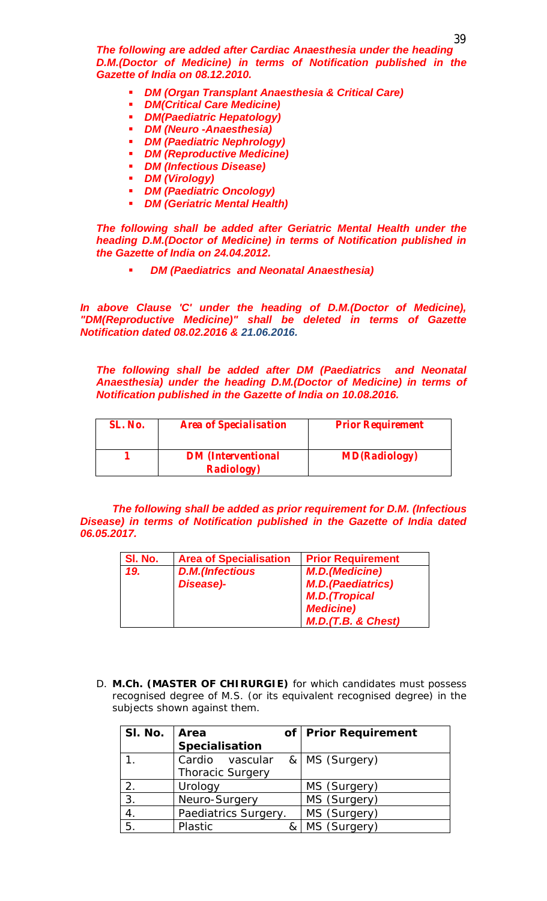***The following are added after Cardiac Anaesthesia under the heading D.M.(Doctor of Medicine) in terms of Notification published in the Gazette of India on 08.12.2010.***

- ***DM (Organ Transplant Anaesthesia & Critical Care)***
- ***DM(Critical Care Medicine)***
- ***DM(Paediatric Hepatology)***
- ***DM (Neuro -Anaesthesia)***
- ***DM (Paediatric Nephrology)***
- ***DM (Reproductive Medicine)***
- ***DM (Infectious Disease)***
- ***DM (Virology)***
- ***DM (Paediatric Oncology)***
- ***DM (Geriatric Mental Health)***

***The following shall be added after Geriatric Mental Health under the heading D.M.(Doctor of Medicine) in terms of Notification published in the Gazette of India on 24.04.2012.***

- ***DM (Paediatrics and Neonatal Anaesthesia)***

***In above Clause 'C' under the heading of D.M.(Doctor of Medicine), "DM(Reproductive Medicine)" shall be deleted in terms of Gazette Notification dated 08.02.2016 & 21.06.2016.***

***The following shall be added after DM (Paediatrics and Neonatal Anaesthesia) under the heading D.M.(Doctor of Medicine) in terms of Notification published in the Gazette of India on 10.08.2016.***

| SL. No. | Area of Specialisation | Prior Requirement |
|---|---|---|
| 1 | DM (Interventional Radiology) | MD(Radiology) |

***The following shall be added as prior requirement for D.M. (Infectious Disease) in terms of Notification published in the Gazette of India dated 06.05.2017.***

| Sl. No. | Area of Specialisation | Prior Requirement |
|---|---|---|
| 19. | D.M.(Infectious Disease)- | M.D.(Medicine)<br>M.D.(Paediatrics)<br>M.D.(Tropical Medicine)<br>M.D.(T.B. & Chest) |

D. **M.Ch. (MASTER OF CHIRURGIE)** for which candidates must possess recognised degree of M.S. (or its equivalent recognised degree) in the subjects shown against them.

| Sl. No. | Area of Specialisation | Prior Requirement |
|---|---|---|
| 1. | Cardio vascular & Thoracic Surgery | MS (Surgery) |
| 2. | Urology | MS (Surgery) |
| 3. | Neuro-Surgery | MS (Surgery) |
| 4. | Paediatrics Surgery. | MS (Surgery) |
| 5. | Plastic & | MS (Surgery) |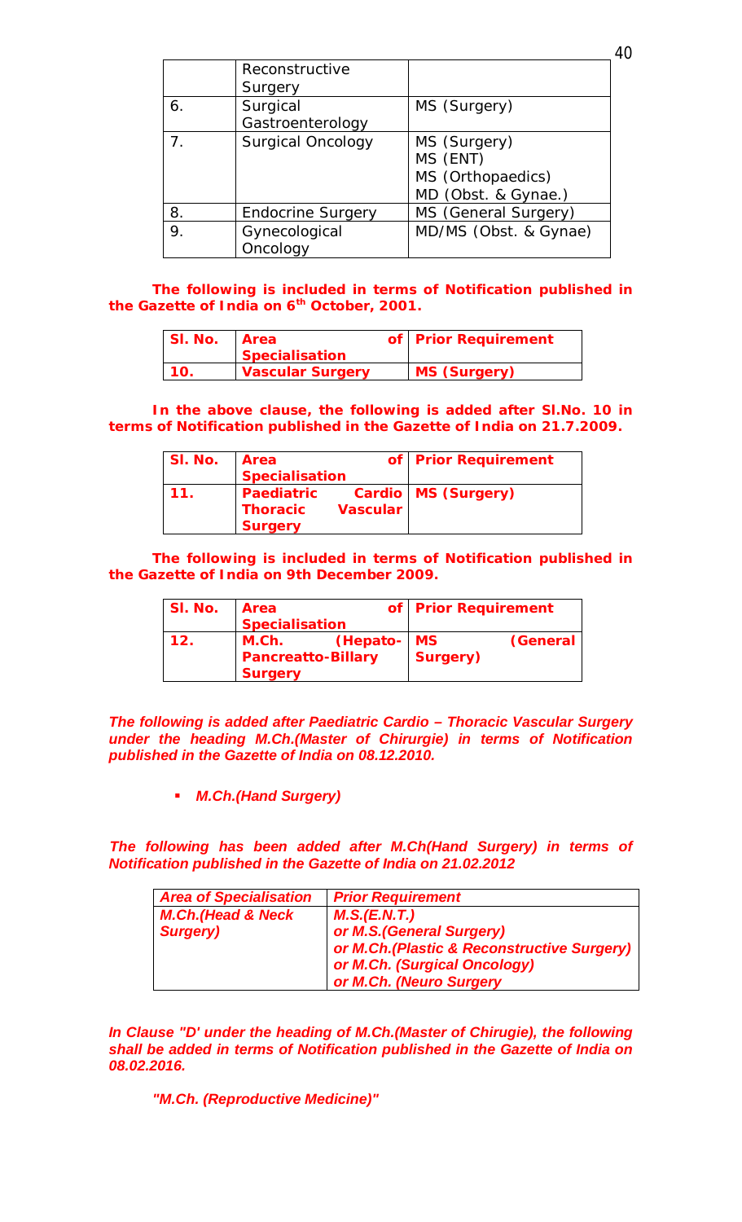|  | Reconstructive Surgery |  |
| --- | --- | --- |
| 6. | Surgical Gastroenterology | MS (Surgery) |
| 7. | Surgical Oncology | MS (Surgery)<br>MS (ENT)<br>MS (Orthopaedics)<br>MD (Obst. & Gynae.) |
| 8. | Endocrine Surgery | MS (General Surgery) |
| 9. | Gynecological Oncology | MD/MS (Obst. & Gynae) |

**The following is included in terms of Notification published in the Gazette of India on 6th October, 2001.**

| **Sl. No.** | **Area of Specialisation** | **Prior Requirement** |
| --- | --- | --- |
| **10.** | **Vascular Surgery** | **MS (Surgery)** |

**In the above clause, the following is added after Sl.No. 10 in terms of Notification published in the Gazette of India on 21.7.2009.**

| **Sl. No.** | **Area of Specialisation** | **Prior Requirement** |
| --- | --- | --- |
| **11.** | **Paediatric Cardio Thoracic Vascular Surgery** | **MS (Surgery)** |

**The following is included in terms of Notification published in the Gazette of India on 9th December 2009.**

| **Sl. No.** | **Area of Specialisation** | **Prior Requirement** |
| --- | --- | --- |
| **12.** | **M.Ch. (Hepato-Pancreatto-Billary Surgery** | **MS (General Surgery)** |

***The following is added after Paediatric Cardio – Thoracic Vascular Surgery under the heading M.Ch.(Master of Chirurgie) in terms of Notification published in the Gazette of India on 08.12.2010.***

- ***M.Ch.(Hand Surgery)***

***The following has been added after M.Ch(Hand Surgery) in terms of Notification published in the Gazette of India on 21.02.2012***

| ***Area of Specialisation*** | ***Prior Requirement*** |
| --- | --- |
| ***M.Ch.(Head & Neck Surgery)*** | ***M.S.(E.N.T.)<br>or M.S.(General Surgery)<br>or M.Ch.(Plastic & Reconstructive Surgery)<br>or M.Ch. (Surgical Oncology)<br>or M.Ch. (Neuro Surgery*** |

***In Clause "D' under the heading of M.Ch.(Master of Chirugie), the following shall be added in terms of Notification published in the Gazette of India on 08.02.2016.***

***"M.Ch. (Reproductive Medicine)"***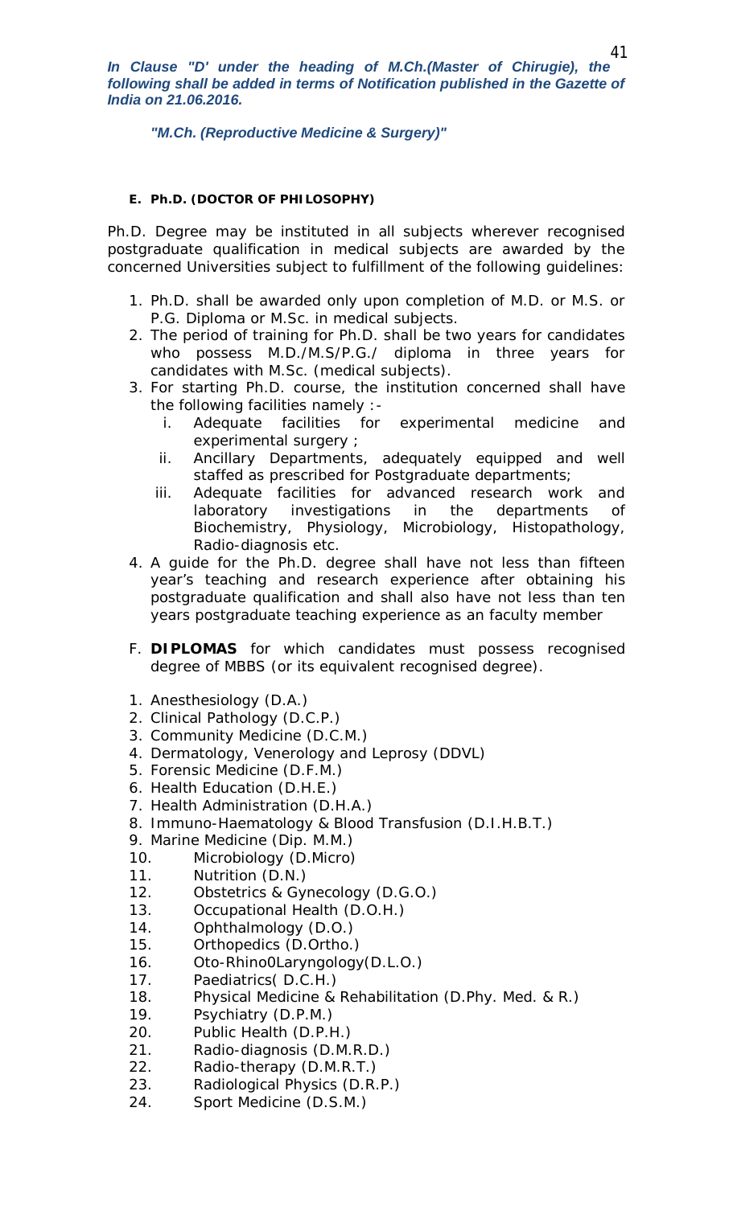***In Clause "D' under the heading of M.Ch.(Master of Chirugie), the following shall be added in terms of Notification published in the Gazette of India on 21.06.2016.***

***"M.Ch. (Reproductive Medicine & Surgery)"***

#### E. Ph.D. (DOCTOR OF PHILOSOPHY)

Ph.D. Degree may be instituted in all subjects wherever recognised postgraduate qualification in medical subjects are awarded by the concerned Universities subject to fulfillment of the following guidelines:

1. Ph.D. shall be awarded only upon completion of M.D. or M.S. or P.G. Diploma or M.Sc. in medical subjects.
2. The period of training for Ph.D. shall be two years for candidates who possess M.D./M.S/P.G./ diploma in three years for candidates with M.Sc. (medical subjects).
3. For starting Ph.D. course, the institution concerned shall have the following facilities namely :-
   i. Adequate facilities for experimental medicine and experimental surgery ;
   ii. Ancillary Departments, adequately equipped and well staffed as prescribed for Postgraduate departments;
   iii. Adequate facilities for advanced research work and laboratory investigations in the departments of Biochemistry, Physiology, Microbiology, Histopathology, Radio-diagnosis etc.
4. A guide for the Ph.D. degree shall have not less than fifteen year's teaching and research experience after obtaining his postgraduate qualification and shall also have not less than ten years postgraduate teaching experience as an faculty member

F. **DIPLOMAS** for which candidates must possess recognised degree of MBBS (or its equivalent recognised degree).

1. Anesthesiology (D.A.)
2. Clinical Pathology (D.C.P.)
3. Community Medicine (D.C.M.)
4. Dermatology, Venerology and Leprosy (DDVL)
5. Forensic Medicine (D.F.M.)
6. Health Education (D.H.E.)
7. Health Administration (D.H.A.)
8. Immuno-Haematology & Blood Transfusion (D.I.H.B.T.)
9. Marine Medicine (Dip. M.M.)
10. Microbiology (D.Micro)
11. Nutrition (D.N.)
12. Obstetrics & Gynecology (D.G.O.)
13. Occupational Health (D.O.H.)
14. Ophthalmology (D.O.)
15. Orthopedics (D.Ortho.)
16. Oto-Rhino0Laryngology(D.L.O.)
17. Paediatrics( D.C.H.)
18. Physical Medicine & Rehabilitation (D.Phy. Med. & R.)
19. Psychiatry (D.P.M.)
20. Public Health (D.P.H.)
21. Radio-diagnosis (D.M.R.D.)
22. Radio-therapy (D.M.R.T.)
23. Radiological Physics (D.R.P.)
24. Sport Medicine (D.S.M.)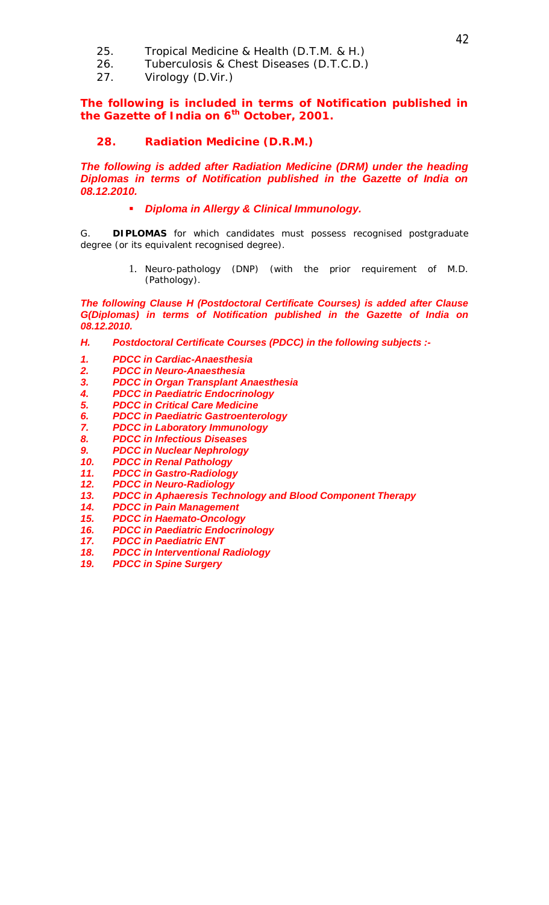25. Tropical Medicine & Health (D.T.M. & H.)
26. Tuberculosis & Chest Diseases (D.T.C.D.)
27. Virology (D.Vir.)

**The following is included in terms of Notification published in the Gazette of India on 6th October, 2001.**

**28. Radiation Medicine (D.R.M.)**

***The following is added after Radiation Medicine (DRM) under the heading Diplomas in terms of Notification published in the Gazette of India on 08.12.2010.***

- ***Diploma in Allergy & Clinical Immunology.***

G. **DIPLOMAS** for which candidates must possess recognised postgraduate degree (or its equivalent recognised degree).

1. Neuro-pathology (DNP) (with the prior requirement of M.D. (Pathology).

***The following Clause H (Postdoctoral Certificate Courses) is added after Clause G(Diplomas) in terms of Notification published in the Gazette of India on 08.12.2010.***

***H. Postdoctoral Certificate Courses (PDCC) in the following subjects :-***

1. ***PDCC in Cardiac-Anaesthesia***
2. ***PDCC in Neuro-Anaesthesia***
3. ***PDCC in Organ Transplant Anaesthesia***
4. ***PDCC in Paediatric Endocrinology***
5. ***PDCC in Critical Care Medicine***
6. ***PDCC in Paediatric Gastroenterology***
7. ***PDCC in Laboratory Immunology***
8. ***PDCC in Infectious Diseases***
9. ***PDCC in Nuclear Nephrology***
10. ***PDCC in Renal Pathology***
11. ***PDCC in Gastro-Radiology***
12. ***PDCC in Neuro-Radiology***
13. ***PDCC in Aphaeresis Technology and Blood Component Therapy***
14. ***PDCC in Pain Management***
15. ***PDCC in Haemato-Oncology***
16. ***PDCC in Paediatric Endocrinology***
17. ***PDCC in Paediatric ENT***
18. ***PDCC in Interventional Radiology***
19. ***PDCC in Spine Surgery***